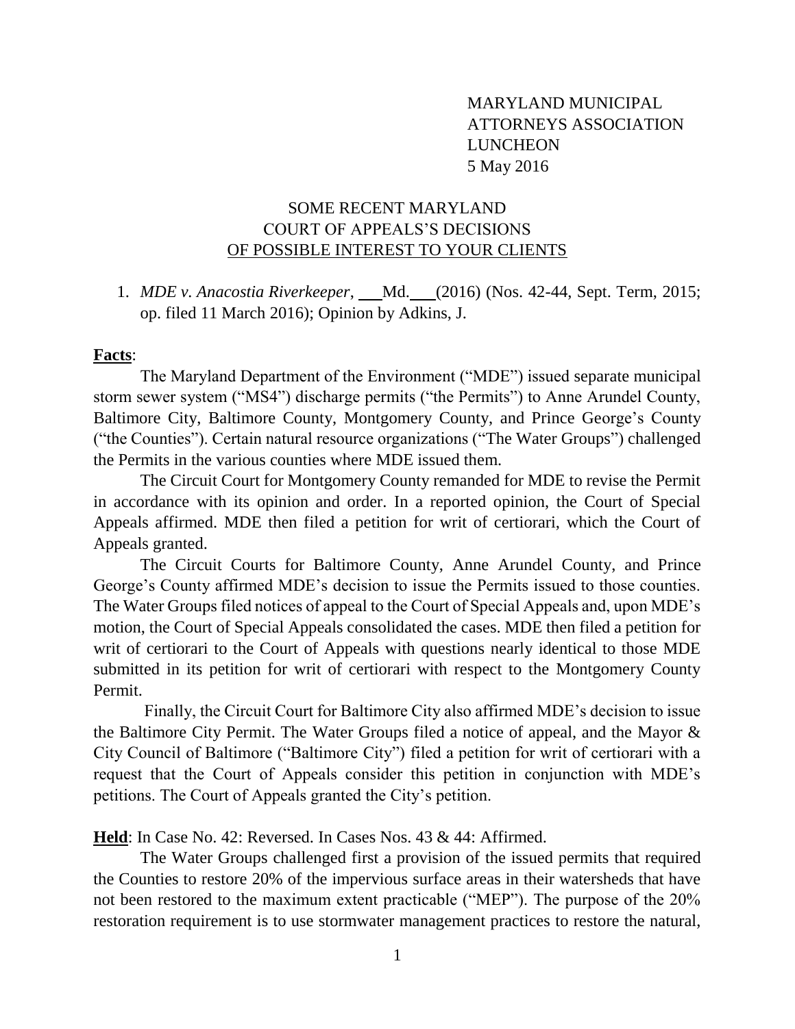MARYLAND MUNICIPAL
ATTORNEYS ASSOCIATION
LUNCHEON
5 May 2016

SOME RECENT MARYLAND
COURT OF APPEALS'S DECISIONS
<u>OF POSSIBLE INTEREST TO YOUR CLIENTS</u>

1. *MDE v. Anacostia Riverkeeper*, \_\_\_ Md. \_\_\_ (2016) (Nos. 42-44, Sept. Term, 2015; op. filed 11 March 2016); Opinion by Adkins, J.

**<u>Facts</u>**:

The Maryland Department of the Environment ("MDE") issued separate municipal storm sewer system ("MS4") discharge permits ("the Permits") to Anne Arundel County, Baltimore City, Baltimore County, Montgomery County, and Prince George's County ("the Counties"). Certain natural resource organizations ("The Water Groups") challenged the Permits in the various counties where MDE issued them.

The Circuit Court for Montgomery County remanded for MDE to revise the Permit in accordance with its opinion and order. In a reported opinion, the Court of Special Appeals affirmed. MDE then filed a petition for writ of certiorari, which the Court of Appeals granted.

The Circuit Courts for Baltimore County, Anne Arundel County, and Prince George's County affirmed MDE's decision to issue the Permits issued to those counties. The Water Groups filed notices of appeal to the Court of Special Appeals and, upon MDE's motion, the Court of Special Appeals consolidated the cases. MDE then filed a petition for writ of certiorari to the Court of Appeals with questions nearly identical to those MDE submitted in its petition for writ of certiorari with respect to the Montgomery County Permit.

Finally, the Circuit Court for Baltimore City also affirmed MDE's decision to issue the Baltimore City Permit. The Water Groups filed a notice of appeal, and the Mayor & City Council of Baltimore ("Baltimore City") filed a petition for writ of certiorari with a request that the Court of Appeals consider this petition in conjunction with MDE's petitions. The Court of Appeals granted the City's petition.

**<u>Held</u>**: In Case No. 42: Reversed. In Cases Nos. 43 & 44: Affirmed.

The Water Groups challenged first a provision of the issued permits that required the Counties to restore 20% of the impervious surface areas in their watersheds that have not been restored to the maximum extent practicable ("MEP"). The purpose of the 20% restoration requirement is to use stormwater management practices to restore the natural,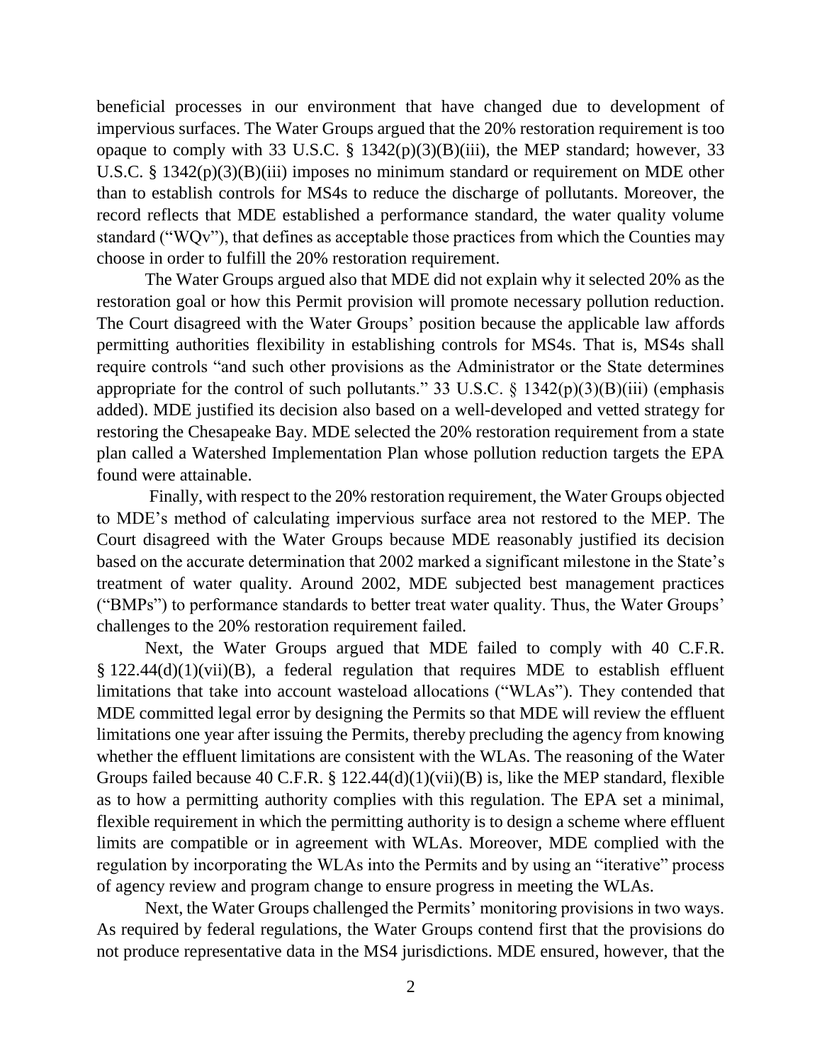beneficial processes in our environment that have changed due to development of impervious surfaces. The Water Groups argued that the 20% restoration requirement is too opaque to comply with 33 U.S.C. § 1342(p)(3)(B)(iii), the MEP standard; however, 33 U.S.C. § 1342(p)(3)(B)(iii) imposes no minimum standard or requirement on MDE other than to establish controls for MS4s to reduce the discharge of pollutants. Moreover, the record reflects that MDE established a performance standard, the water quality volume standard ("WQv"), that defines as acceptable those practices from which the Counties may choose in order to fulfill the 20% restoration requirement.

The Water Groups argued also that MDE did not explain why it selected 20% as the restoration goal or how this Permit provision will promote necessary pollution reduction. The Court disagreed with the Water Groups' position because the applicable law affords permitting authorities flexibility in establishing controls for MS4s. That is, MS4s shall require controls "and such other provisions as the Administrator or the State determines appropriate for the control of such pollutants." 33 U.S.C. § 1342(p)(3)(B)(iii) (emphasis added). MDE justified its decision also based on a well-developed and vetted strategy for restoring the Chesapeake Bay. MDE selected the 20% restoration requirement from a state plan called a Watershed Implementation Plan whose pollution reduction targets the EPA found were attainable.

Finally, with respect to the 20% restoration requirement, the Water Groups objected to MDE's method of calculating impervious surface area not restored to the MEP. The Court disagreed with the Water Groups because MDE reasonably justified its decision based on the accurate determination that 2002 marked a significant milestone in the State's treatment of water quality. Around 2002, MDE subjected best management practices ("BMPs") to performance standards to better treat water quality. Thus, the Water Groups' challenges to the 20% restoration requirement failed.

Next, the Water Groups argued that MDE failed to comply with 40 C.F.R. § 122.44(d)(1)(vii)(B), a federal regulation that requires MDE to establish effluent limitations that take into account wasteload allocations ("WLAs"). They contended that MDE committed legal error by designing the Permits so that MDE will review the effluent limitations one year after issuing the Permits, thereby precluding the agency from knowing whether the effluent limitations are consistent with the WLAs. The reasoning of the Water Groups failed because 40 C.F.R. § 122.44(d)(1)(vii)(B) is, like the MEP standard, flexible as to how a permitting authority complies with this regulation. The EPA set a minimal, flexible requirement in which the permitting authority is to design a scheme where effluent limits are compatible or in agreement with WLAs. Moreover, MDE complied with the regulation by incorporating the WLAs into the Permits and by using an "iterative" process of agency review and program change to ensure progress in meeting the WLAs.

Next, the Water Groups challenged the Permits' monitoring provisions in two ways. As required by federal regulations, the Water Groups contend first that the provisions do not produce representative data in the MS4 jurisdictions. MDE ensured, however, that the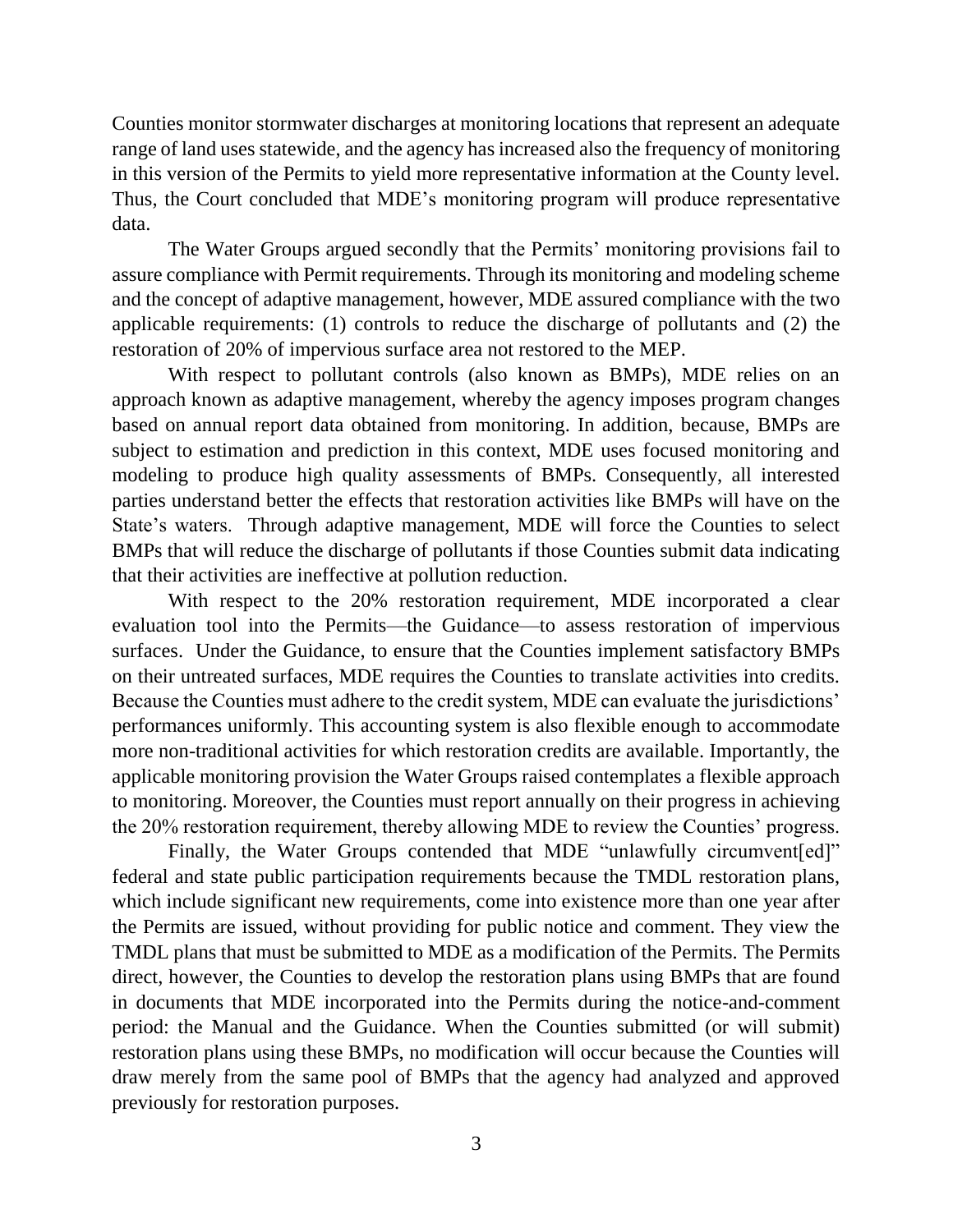Counties monitor stormwater discharges at monitoring locations that represent an adequate range of land uses statewide, and the agency has increased also the frequency of monitoring in this version of the Permits to yield more representative information at the County level. Thus, the Court concluded that MDE's monitoring program will produce representative data.

The Water Groups argued secondly that the Permits' monitoring provisions fail to assure compliance with Permit requirements. Through its monitoring and modeling scheme and the concept of adaptive management, however, MDE assured compliance with the two applicable requirements: (1) controls to reduce the discharge of pollutants and (2) the restoration of 20% of impervious surface area not restored to the MEP.

With respect to pollutant controls (also known as BMPs), MDE relies on an approach known as adaptive management, whereby the agency imposes program changes based on annual report data obtained from monitoring. In addition, because, BMPs are subject to estimation and prediction in this context, MDE uses focused monitoring and modeling to produce high quality assessments of BMPs. Consequently, all interested parties understand better the effects that restoration activities like BMPs will have on the State's waters. Through adaptive management, MDE will force the Counties to select BMPs that will reduce the discharge of pollutants if those Counties submit data indicating that their activities are ineffective at pollution reduction.

With respect to the 20% restoration requirement, MDE incorporated a clear evaluation tool into the Permits—the Guidance—to assess restoration of impervious surfaces. Under the Guidance, to ensure that the Counties implement satisfactory BMPs on their untreated surfaces, MDE requires the Counties to translate activities into credits. Because the Counties must adhere to the credit system, MDE can evaluate the jurisdictions' performances uniformly. This accounting system is also flexible enough to accommodate more non-traditional activities for which restoration credits are available. Importantly, the applicable monitoring provision the Water Groups raised contemplates a flexible approach to monitoring. Moreover, the Counties must report annually on their progress in achieving the 20% restoration requirement, thereby allowing MDE to review the Counties' progress.

Finally, the Water Groups contended that MDE "unlawfully circumvent[ed]" federal and state public participation requirements because the TMDL restoration plans, which include significant new requirements, come into existence more than one year after the Permits are issued, without providing for public notice and comment. They view the TMDL plans that must be submitted to MDE as a modification of the Permits. The Permits direct, however, the Counties to develop the restoration plans using BMPs that are found in documents that MDE incorporated into the Permits during the notice-and-comment period: the Manual and the Guidance. When the Counties submitted (or will submit) restoration plans using these BMPs, no modification will occur because the Counties will draw merely from the same pool of BMPs that the agency had analyzed and approved previously for restoration purposes.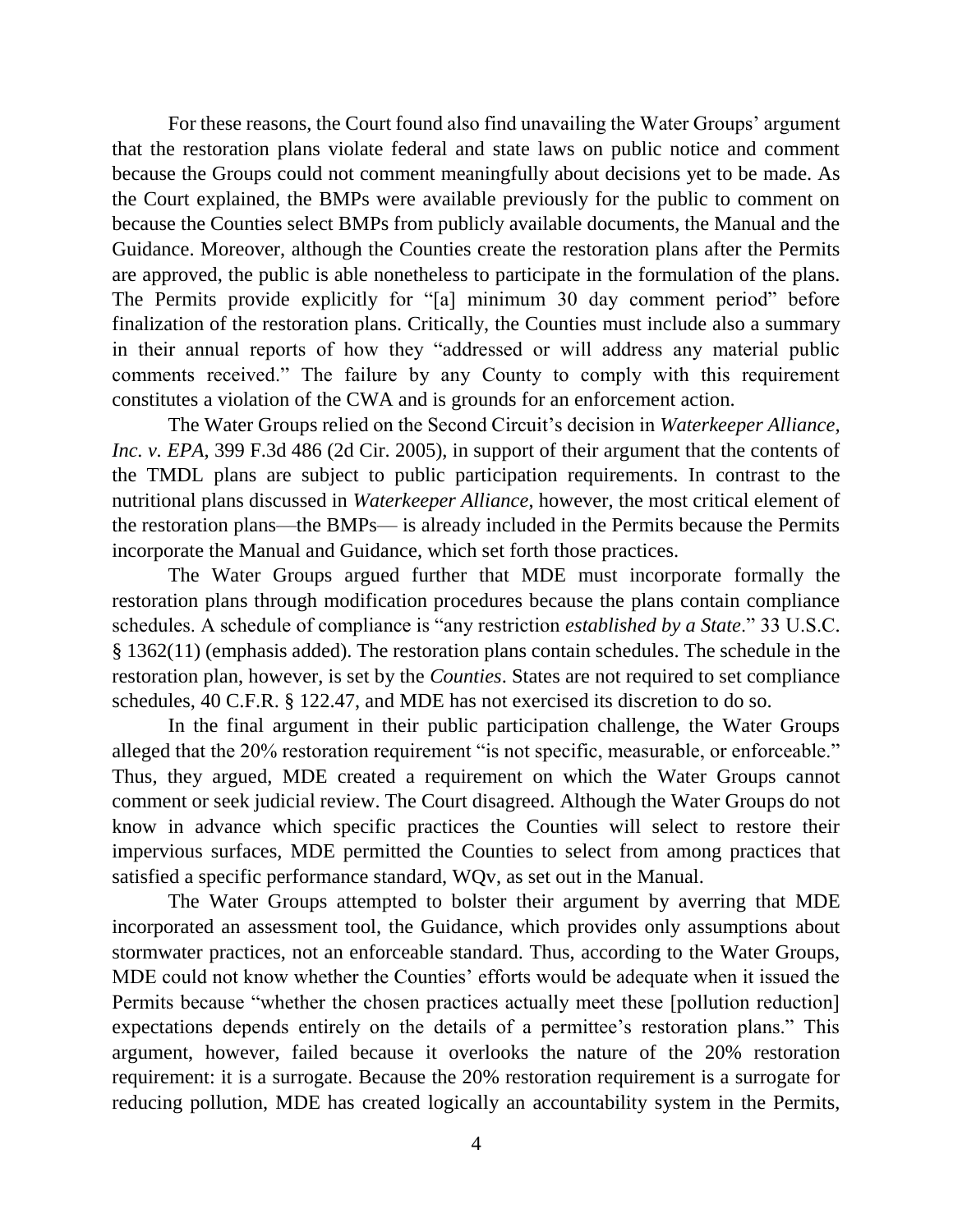For these reasons, the Court found also find unavailing the Water Groups' argument that the restoration plans violate federal and state laws on public notice and comment because the Groups could not comment meaningfully about decisions yet to be made. As the Court explained, the BMPs were available previously for the public to comment on because the Counties select BMPs from publicly available documents, the Manual and the Guidance. Moreover, although the Counties create the restoration plans after the Permits are approved, the public is able nonetheless to participate in the formulation of the plans. The Permits provide explicitly for "[a] minimum 30 day comment period" before finalization of the restoration plans. Critically, the Counties must include also a summary in their annual reports of how they "addressed or will address any material public comments received." The failure by any County to comply with this requirement constitutes a violation of the CWA and is grounds for an enforcement action.

The Water Groups relied on the Second Circuit's decision in *Waterkeeper Alliance, Inc. v. EPA*, 399 F.3d 486 (2d Cir. 2005), in support of their argument that the contents of the TMDL plans are subject to public participation requirements. In contrast to the nutritional plans discussed in *Waterkeeper Alliance*, however, the most critical element of the restoration plans—the BMPs— is already included in the Permits because the Permits incorporate the Manual and Guidance, which set forth those practices.

The Water Groups argued further that MDE must incorporate formally the restoration plans through modification procedures because the plans contain compliance schedules. A schedule of compliance is "any restriction *established by a State*." 33 U.S.C. § 1362(11) (emphasis added). The restoration plans contain schedules. The schedule in the restoration plan, however, is set by the *Counties*. States are not required to set compliance schedules, 40 C.F.R. § 122.47, and MDE has not exercised its discretion to do so.

In the final argument in their public participation challenge, the Water Groups alleged that the 20% restoration requirement "is not specific, measurable, or enforceable." Thus, they argued, MDE created a requirement on which the Water Groups cannot comment or seek judicial review. The Court disagreed. Although the Water Groups do not know in advance which specific practices the Counties will select to restore their impervious surfaces, MDE permitted the Counties to select from among practices that satisfied a specific performance standard, WQv, as set out in the Manual.

The Water Groups attempted to bolster their argument by averring that MDE incorporated an assessment tool, the Guidance, which provides only assumptions about stormwater practices, not an enforceable standard. Thus, according to the Water Groups, MDE could not know whether the Counties' efforts would be adequate when it issued the Permits because "whether the chosen practices actually meet these [pollution reduction] expectations depends entirely on the details of a permittee's restoration plans." This argument, however, failed because it overlooks the nature of the 20% restoration requirement: it is a surrogate. Because the 20% restoration requirement is a surrogate for reducing pollution, MDE has created logically an accountability system in the Permits,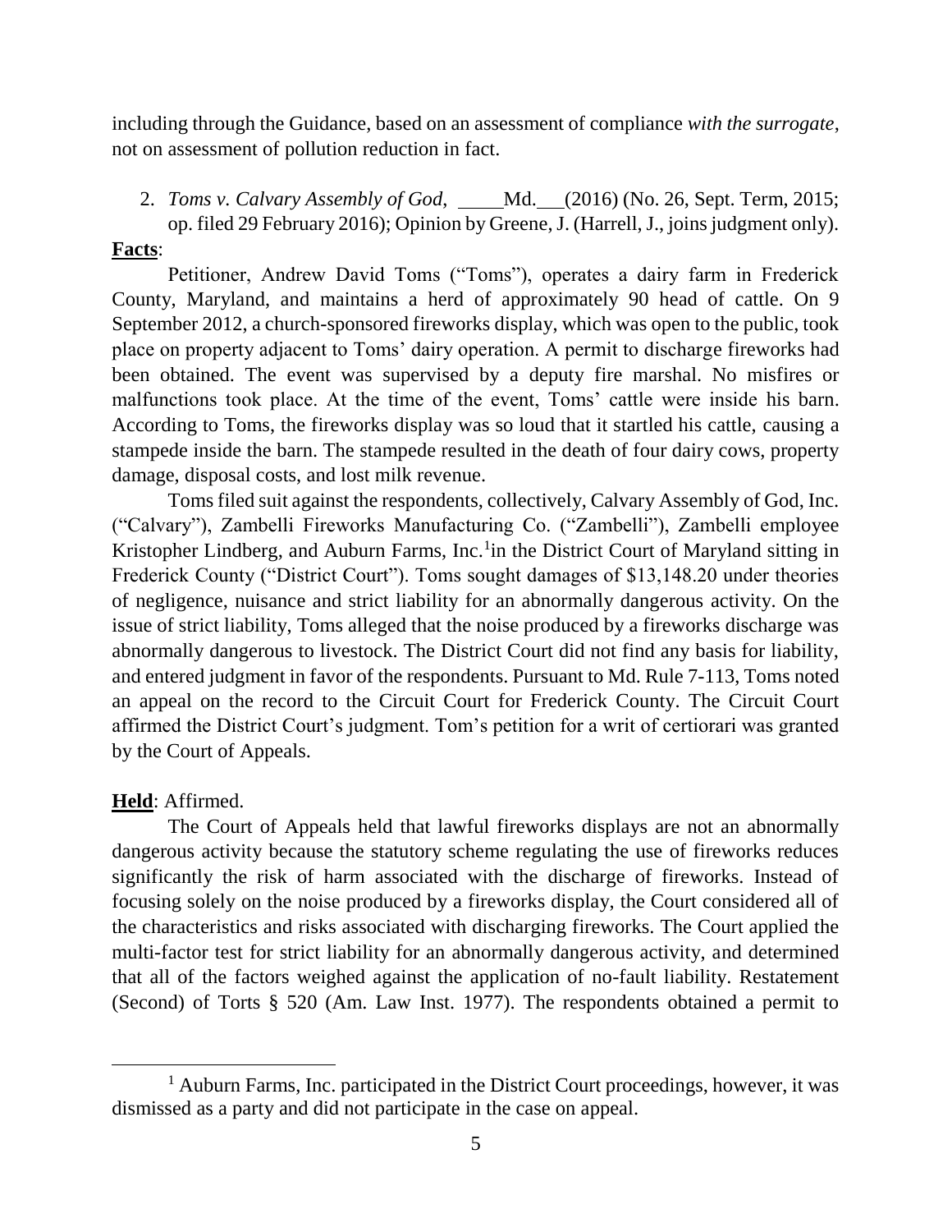including through the Guidance, based on an assessment of compliance *with the surrogate*, not on assessment of pollution reduction in fact.

2. *Toms v. Calvary Assembly of God*, ____Md.___(2016) (No. 26, Sept. Term, 2015; op. filed 29 February 2016); Opinion by Greene, J. (Harrell, J., joins judgment only).

**Facts**:

Petitioner, Andrew David Toms ("Toms"), operates a dairy farm in Frederick County, Maryland, and maintains a herd of approximately 90 head of cattle. On 9 September 2012, a church-sponsored fireworks display, which was open to the public, took place on property adjacent to Toms' dairy operation. A permit to discharge fireworks had been obtained. The event was supervised by a deputy fire marshal. No misfires or malfunctions took place. At the time of the event, Toms' cattle were inside his barn. According to Toms, the fireworks display was so loud that it startled his cattle, causing a stampede inside the barn. The stampede resulted in the death of four dairy cows, property damage, disposal costs, and lost milk revenue.

Toms filed suit against the respondents, collectively, Calvary Assembly of God, Inc. ("Calvary"), Zambelli Fireworks Manufacturing Co. ("Zambelli"), Zambelli employee Kristopher Lindberg, and Auburn Farms, Inc.[1]in the District Court of Maryland sitting in Frederick County ("District Court"). Toms sought damages of $13,148.20 under theories of negligence, nuisance and strict liability for an abnormally dangerous activity. On the issue of strict liability, Toms alleged that the noise produced by a fireworks discharge was abnormally dangerous to livestock. The District Court did not find any basis for liability, and entered judgment in favor of the respondents. Pursuant to Md. Rule 7-113, Toms noted an appeal on the record to the Circuit Court for Frederick County. The Circuit Court affirmed the District Court's judgment. Tom's petition for a writ of certiorari was granted by the Court of Appeals.

**Held**: Affirmed.

The Court of Appeals held that lawful fireworks displays are not an abnormally dangerous activity because the statutory scheme regulating the use of fireworks reduces significantly the risk of harm associated with the discharge of fireworks. Instead of focusing solely on the noise produced by a fireworks display, the Court considered all of the characteristics and risks associated with discharging fireworks. The Court applied the multi-factor test for strict liability for an abnormally dangerous activity, and determined that all of the factors weighed against the application of no-fault liability. Restatement (Second) of Torts § 520 (Am. Law Inst. 1977). The respondents obtained a permit to

[1] Auburn Farms, Inc. participated in the District Court proceedings, however, it was dismissed as a party and did not participate in the case on appeal.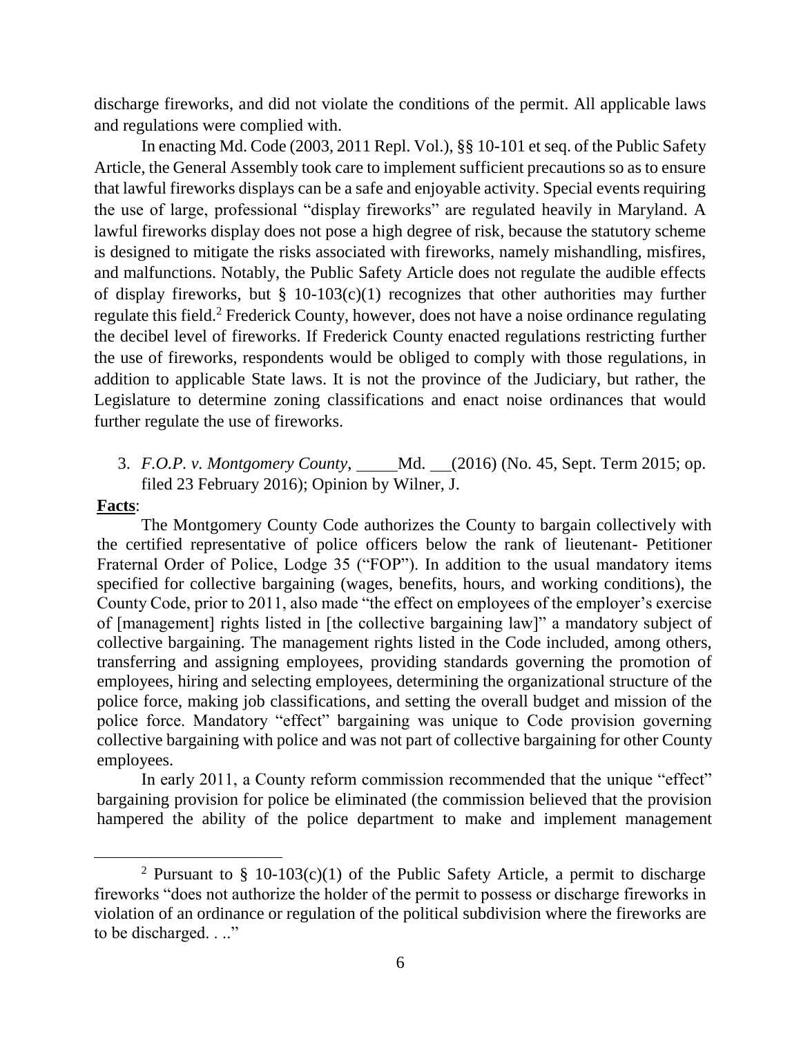discharge fireworks, and did not violate the conditions of the permit. All applicable laws and regulations were complied with.

In enacting Md. Code (2003, 2011 Repl. Vol.), §§ 10-101 et seq. of the Public Safety Article, the General Assembly took care to implement sufficient precautions so as to ensure that lawful fireworks displays can be a safe and enjoyable activity. Special events requiring the use of large, professional "display fireworks" are regulated heavily in Maryland. A lawful fireworks display does not pose a high degree of risk, because the statutory scheme is designed to mitigate the risks associated with fireworks, namely mishandling, misfires, and malfunctions. Notably, the Public Safety Article does not regulate the audible effects of display fireworks, but § 10-103(c)(1) recognizes that other authorities may further regulate this field.[2] Frederick County, however, does not have a noise ordinance regulating the decibel level of fireworks. If Frederick County enacted regulations restricting further the use of fireworks, respondents would be obliged to comply with those regulations, in addition to applicable State laws. It is not the province of the Judiciary, but rather, the Legislature to determine zoning classifications and enact noise ordinances that would further regulate the use of fireworks.

3. *F.O.P. v. Montgomery County*, _____Md. __(2016) (No. 45, Sept. Term 2015; op. filed 23 February 2016); Opinion by Wilner, J.

**Facts**:

The Montgomery County Code authorizes the County to bargain collectively with the certified representative of police officers below the rank of lieutenant- Petitioner Fraternal Order of Police, Lodge 35 ("FOP"). In addition to the usual mandatory items specified for collective bargaining (wages, benefits, hours, and working conditions), the County Code, prior to 2011, also made "the effect on employees of the employer's exercise of [management] rights listed in [the collective bargaining law]" a mandatory subject of collective bargaining. The management rights listed in the Code included, among others, transferring and assigning employees, providing standards governing the promotion of employees, hiring and selecting employees, determining the organizational structure of the police force, making job classifications, and setting the overall budget and mission of the police force. Mandatory "effect" bargaining was unique to Code provision governing collective bargaining with police and was not part of collective bargaining for other County employees.

In early 2011, a County reform commission recommended that the unique "effect" bargaining provision for police be eliminated (the commission believed that the provision hampered the ability of the police department to make and implement management

[2] Pursuant to § 10-103(c)(1) of the Public Safety Article, a permit to discharge fireworks "does not authorize the holder of the permit to possess or discharge fireworks in violation of an ordinance or regulation of the political subdivision where the fireworks are to be discharged. . .."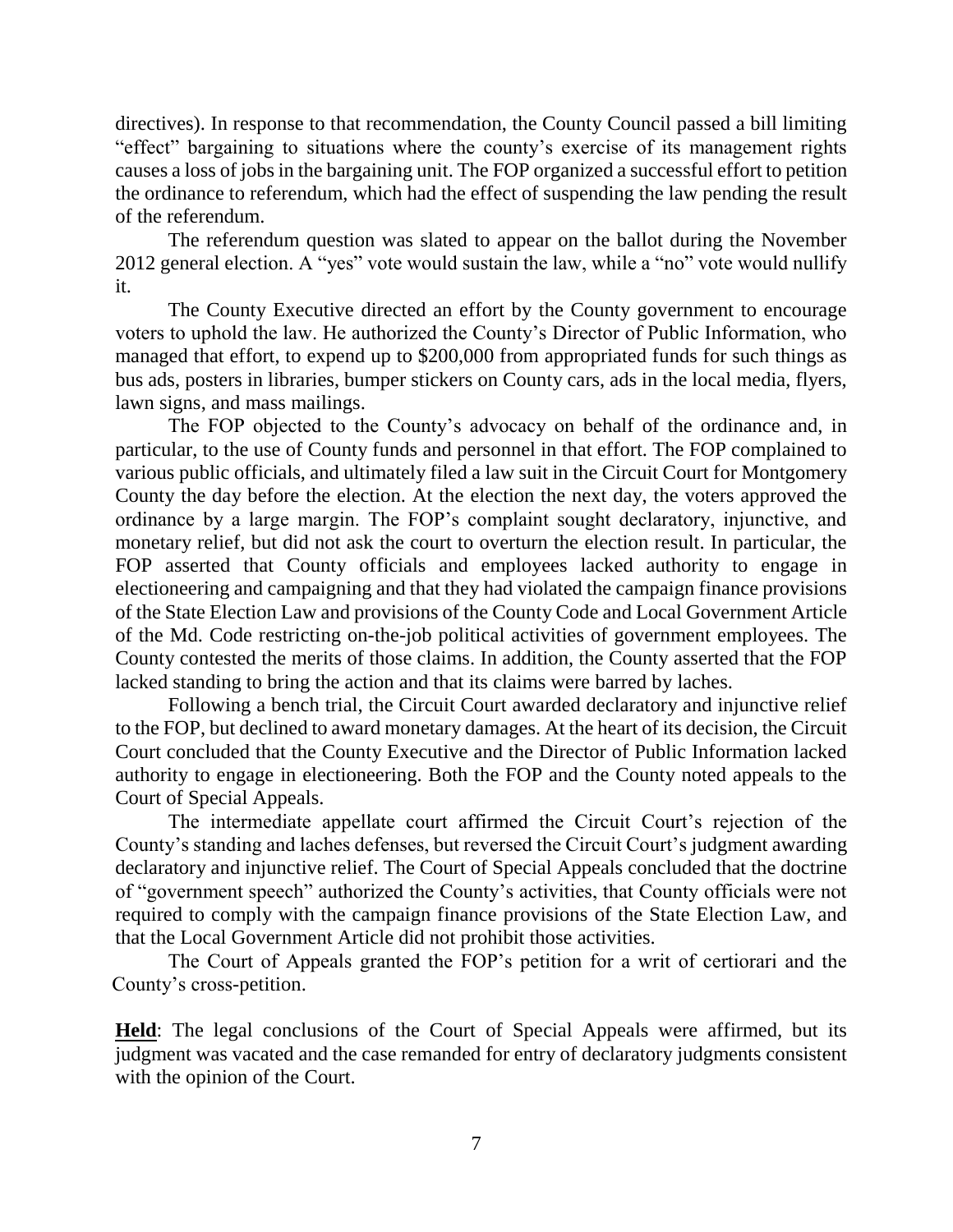directives). In response to that recommendation, the County Council passed a bill limiting "effect" bargaining to situations where the county's exercise of its management rights causes a loss of jobs in the bargaining unit. The FOP organized a successful effort to petition the ordinance to referendum, which had the effect of suspending the law pending the result of the referendum.

The referendum question was slated to appear on the ballot during the November 2012 general election. A "yes" vote would sustain the law, while a "no" vote would nullify it.

The County Executive directed an effort by the County government to encourage voters to uphold the law. He authorized the County's Director of Public Information, who managed that effort, to expend up to $200,000 from appropriated funds for such things as bus ads, posters in libraries, bumper stickers on County cars, ads in the local media, flyers, lawn signs, and mass mailings.

The FOP objected to the County's advocacy on behalf of the ordinance and, in particular, to the use of County funds and personnel in that effort. The FOP complained to various public officials, and ultimately filed a law suit in the Circuit Court for Montgomery County the day before the election. At the election the next day, the voters approved the ordinance by a large margin. The FOP's complaint sought declaratory, injunctive, and monetary relief, but did not ask the court to overturn the election result. In particular, the FOP asserted that County officials and employees lacked authority to engage in electioneering and campaigning and that they had violated the campaign finance provisions of the State Election Law and provisions of the County Code and Local Government Article of the Md. Code restricting on-the-job political activities of government employees. The County contested the merits of those claims. In addition, the County asserted that the FOP lacked standing to bring the action and that its claims were barred by laches.

Following a bench trial, the Circuit Court awarded declaratory and injunctive relief to the FOP, but declined to award monetary damages. At the heart of its decision, the Circuit Court concluded that the County Executive and the Director of Public Information lacked authority to engage in electioneering. Both the FOP and the County noted appeals to the Court of Special Appeals.

The intermediate appellate court affirmed the Circuit Court's rejection of the County's standing and laches defenses, but reversed the Circuit Court's judgment awarding declaratory and injunctive relief. The Court of Special Appeals concluded that the doctrine of "government speech" authorized the County's activities, that County officials were not required to comply with the campaign finance provisions of the State Election Law, and that the Local Government Article did not prohibit those activities.

The Court of Appeals granted the FOP's petition for a writ of certiorari and the County's cross-petition.

**Held**: The legal conclusions of the Court of Special Appeals were affirmed, but its judgment was vacated and the case remanded for entry of declaratory judgments consistent with the opinion of the Court.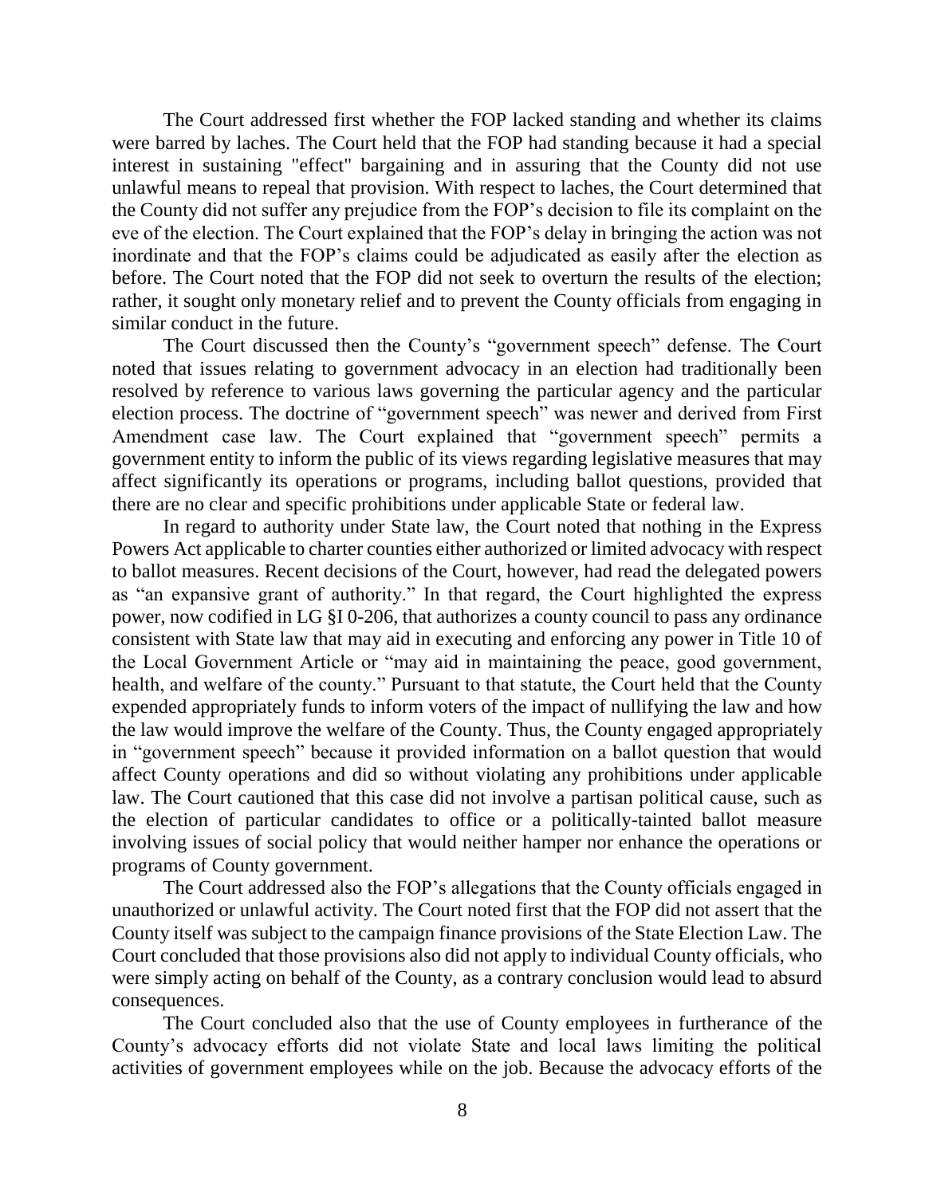The Court addressed first whether the FOP lacked standing and whether its claims were barred by laches. The Court held that the FOP had standing because it had a special interest in sustaining "effect" bargaining and in assuring that the County did not use unlawful means to repeal that provision. With respect to laches, the Court determined that the County did not suffer any prejudice from the FOP's decision to file its complaint on the eve of the election. The Court explained that the FOP's delay in bringing the action was not inordinate and that the FOP's claims could be adjudicated as easily after the election as before. The Court noted that the FOP did not seek to overturn the results of the election; rather, it sought only monetary relief and to prevent the County officials from engaging in similar conduct in the future.

The Court discussed then the County's "government speech" defense. The Court noted that issues relating to government advocacy in an election had traditionally been resolved by reference to various laws governing the particular agency and the particular election process. The doctrine of "government speech" was newer and derived from First Amendment case law. The Court explained that "government speech" permits a government entity to inform the public of its views regarding legislative measures that may affect significantly its operations or programs, including ballot questions, provided that there are no clear and specific prohibitions under applicable State or federal law.

In regard to authority under State law, the Court noted that nothing in the Express Powers Act applicable to charter counties either authorized or limited advocacy with respect to ballot measures. Recent decisions of the Court, however, had read the delegated powers as "an expansive grant of authority." In that regard, the Court highlighted the express power, now codified in LG §I 0-206, that authorizes a county council to pass any ordinance consistent with State law that may aid in executing and enforcing any power in Title 10 of the Local Government Article or "may aid in maintaining the peace, good government, health, and welfare of the county." Pursuant to that statute, the Court held that the County expended appropriately funds to inform voters of the impact of nullifying the law and how the law would improve the welfare of the County. Thus, the County engaged appropriately in "government speech" because it provided information on a ballot question that would affect County operations and did so without violating any prohibitions under applicable law. The Court cautioned that this case did not involve a partisan political cause, such as the election of particular candidates to office or a politically-tainted ballot measure involving issues of social policy that would neither hamper nor enhance the operations or programs of County government.

The Court addressed also the FOP's allegations that the County officials engaged in unauthorized or unlawful activity. The Court noted first that the FOP did not assert that the County itself was subject to the campaign finance provisions of the State Election Law. The Court concluded that those provisions also did not apply to individual County officials, who were simply acting on behalf of the County, as a contrary conclusion would lead to absurd consequences.

The Court concluded also that the use of County employees in furtherance of the County's advocacy efforts did not violate State and local laws limiting the political activities of government employees while on the job. Because the advocacy efforts of the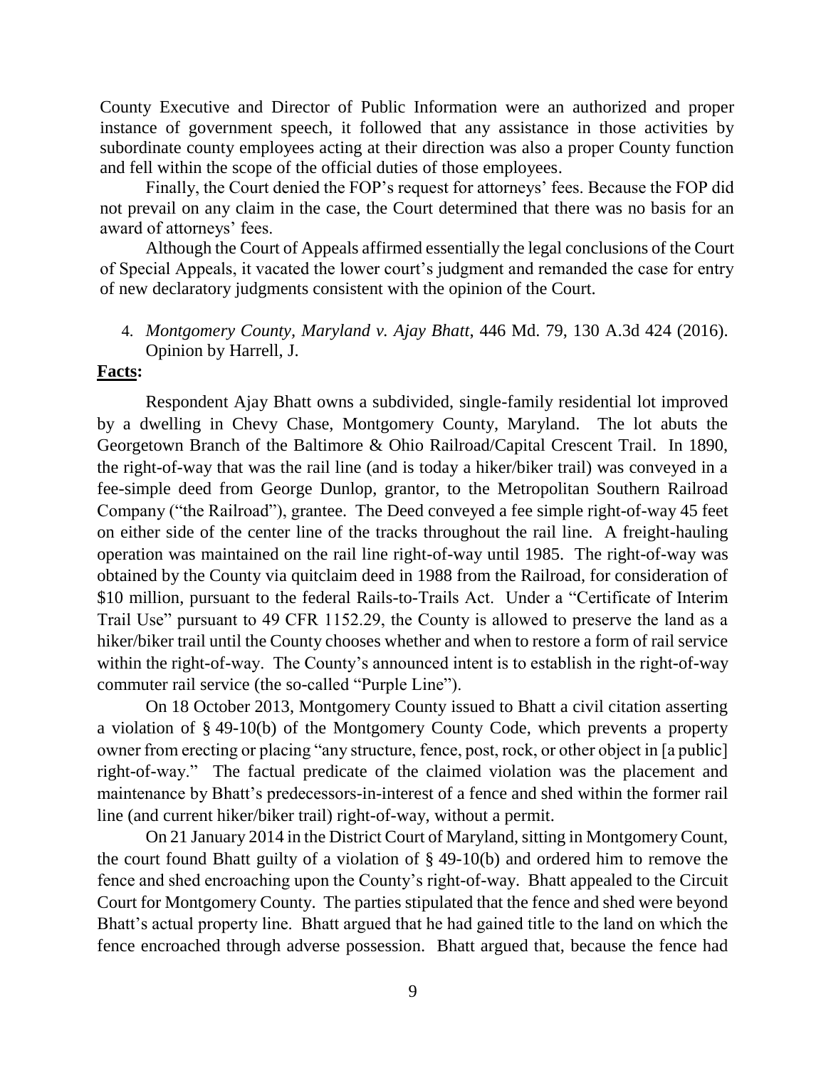County Executive and Director of Public Information were an authorized and proper instance of government speech, it followed that any assistance in those activities by subordinate county employees acting at their direction was also a proper County function and fell within the scope of the official duties of those employees.

Finally, the Court denied the FOP's request for attorneys' fees. Because the FOP did not prevail on any claim in the case, the Court determined that there was no basis for an award of attorneys' fees.

Although the Court of Appeals affirmed essentially the legal conclusions of the Court of Special Appeals, it vacated the lower court's judgment and remanded the case for entry of new declaratory judgments consistent with the opinion of the Court.

4. *Montgomery County, Maryland v. Ajay Bhatt*, 446 Md. 79, 130 A.3d 424 (2016). Opinion by Harrell, J.

**Facts:**

Respondent Ajay Bhatt owns a subdivided, single-family residential lot improved by a dwelling in Chevy Chase, Montgomery County, Maryland. The lot abuts the Georgetown Branch of the Baltimore & Ohio Railroad/Capital Crescent Trail. In 1890, the right-of-way that was the rail line (and is today a hiker/biker trail) was conveyed in a fee-simple deed from George Dunlop, grantor, to the Metropolitan Southern Railroad Company ("the Railroad"), grantee. The Deed conveyed a fee simple right-of-way 45 feet on either side of the center line of the tracks throughout the rail line. A freight-hauling operation was maintained on the rail line right-of-way until 1985. The right-of-way was obtained by the County via quitclaim deed in 1988 from the Railroad, for consideration of $10 million, pursuant to the federal Rails-to-Trails Act. Under a "Certificate of Interim Trail Use" pursuant to 49 CFR 1152.29, the County is allowed to preserve the land as a hiker/biker trail until the County chooses whether and when to restore a form of rail service within the right-of-way. The County's announced intent is to establish in the right-of-way commuter rail service (the so-called "Purple Line").

On 18 October 2013, Montgomery County issued to Bhatt a civil citation asserting a violation of § 49-10(b) of the Montgomery County Code, which prevents a property owner from erecting or placing "any structure, fence, post, rock, or other object in [a public] right-of-way." The factual predicate of the claimed violation was the placement and maintenance by Bhatt's predecessors-in-interest of a fence and shed within the former rail line (and current hiker/biker trail) right-of-way, without a permit.

On 21 January 2014 in the District Court of Maryland, sitting in Montgomery Count, the court found Bhatt guilty of a violation of § 49-10(b) and ordered him to remove the fence and shed encroaching upon the County's right-of-way. Bhatt appealed to the Circuit Court for Montgomery County. The parties stipulated that the fence and shed were beyond Bhatt's actual property line. Bhatt argued that he had gained title to the land on which the fence encroached through adverse possession. Bhatt argued that, because the fence had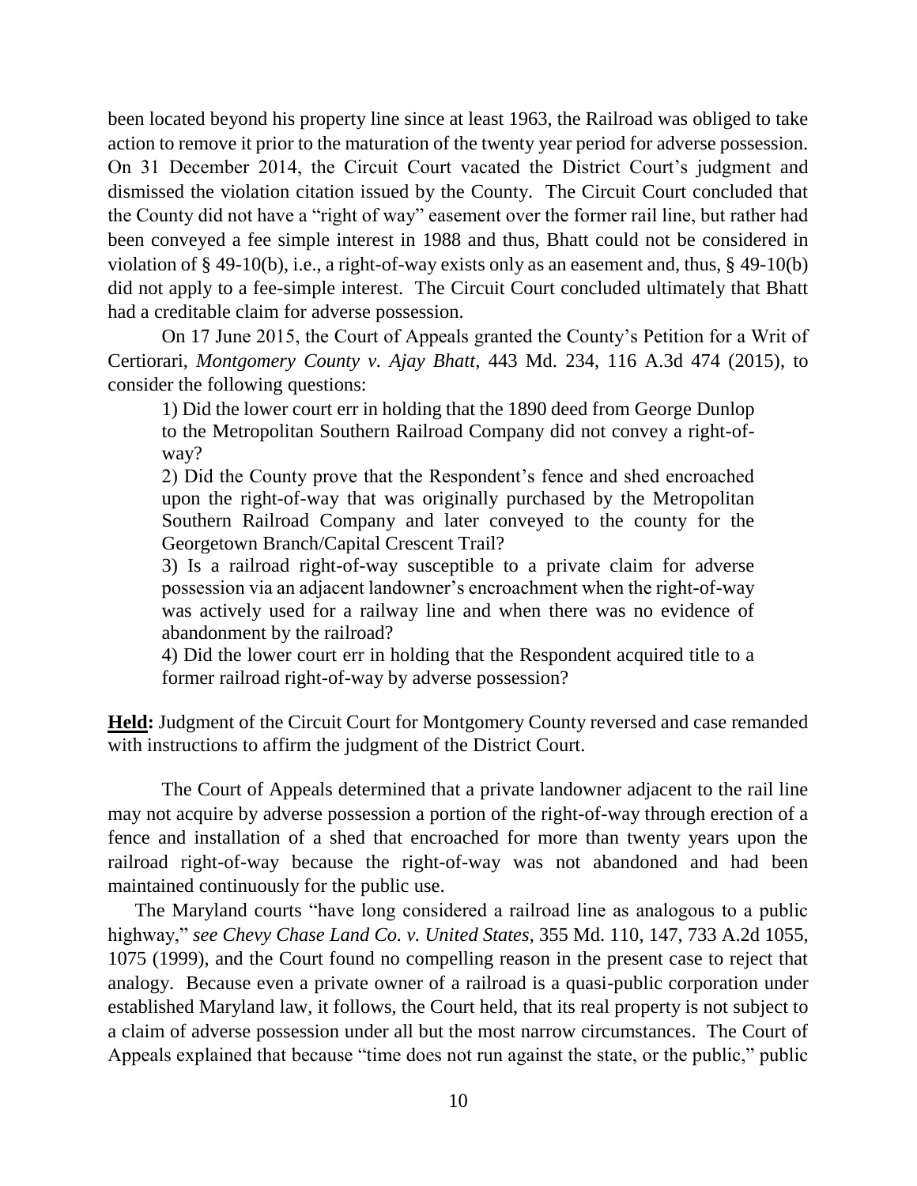been located beyond his property line since at least 1963, the Railroad was obliged to take action to remove it prior to the maturation of the twenty year period for adverse possession. On 31 December 2014, the Circuit Court vacated the District Court's judgment and dismissed the violation citation issued by the County. The Circuit Court concluded that the County did not have a "right of way" easement over the former rail line, but rather had been conveyed a fee simple interest in 1988 and thus, Bhatt could not be considered in violation of § 49-10(b), i.e., a right-of-way exists only as an easement and, thus, § 49-10(b) did not apply to a fee-simple interest. The Circuit Court concluded ultimately that Bhatt had a creditable claim for adverse possession.

On 17 June 2015, the Court of Appeals granted the County's Petition for a Writ of Certiorari, *Montgomery County v. Ajay Bhatt*, 443 Md. 234, 116 A.3d 474 (2015), to consider the following questions:

> 1) Did the lower court err in holding that the 1890 deed from George Dunlop to the Metropolitan Southern Railroad Company did not convey a right-of-way?
>
> 2) Did the County prove that the Respondent's fence and shed encroached upon the right-of-way that was originally purchased by the Metropolitan Southern Railroad Company and later conveyed to the county for the Georgetown Branch/Capital Crescent Trail?
>
> 3) Is a railroad right-of-way susceptible to a private claim for adverse possession via an adjacent landowner's encroachment when the right-of-way was actively used for a railway line and when there was no evidence of abandonment by the railroad?
>
> 4) Did the lower court err in holding that the Respondent acquired title to a former railroad right-of-way by adverse possession?

**Held:** Judgment of the Circuit Court for Montgomery County reversed and case remanded with instructions to affirm the judgment of the District Court.

The Court of Appeals determined that a private landowner adjacent to the rail line may not acquire by adverse possession a portion of the right-of-way through erection of a fence and installation of a shed that encroached for more than twenty years upon the railroad right-of-way because the right-of-way was not abandoned and had been maintained continuously for the public use.

The Maryland courts "have long considered a railroad line as analogous to a public highway," *see Chevy Chase Land Co. v. United States*, 355 Md. 110, 147, 733 A.2d 1055, 1075 (1999), and the Court found no compelling reason in the present case to reject that analogy. Because even a private owner of a railroad is a quasi-public corporation under established Maryland law, it follows, the Court held, that its real property is not subject to a claim of adverse possession under all but the most narrow circumstances. The Court of Appeals explained that because "time does not run against the state, or the public," public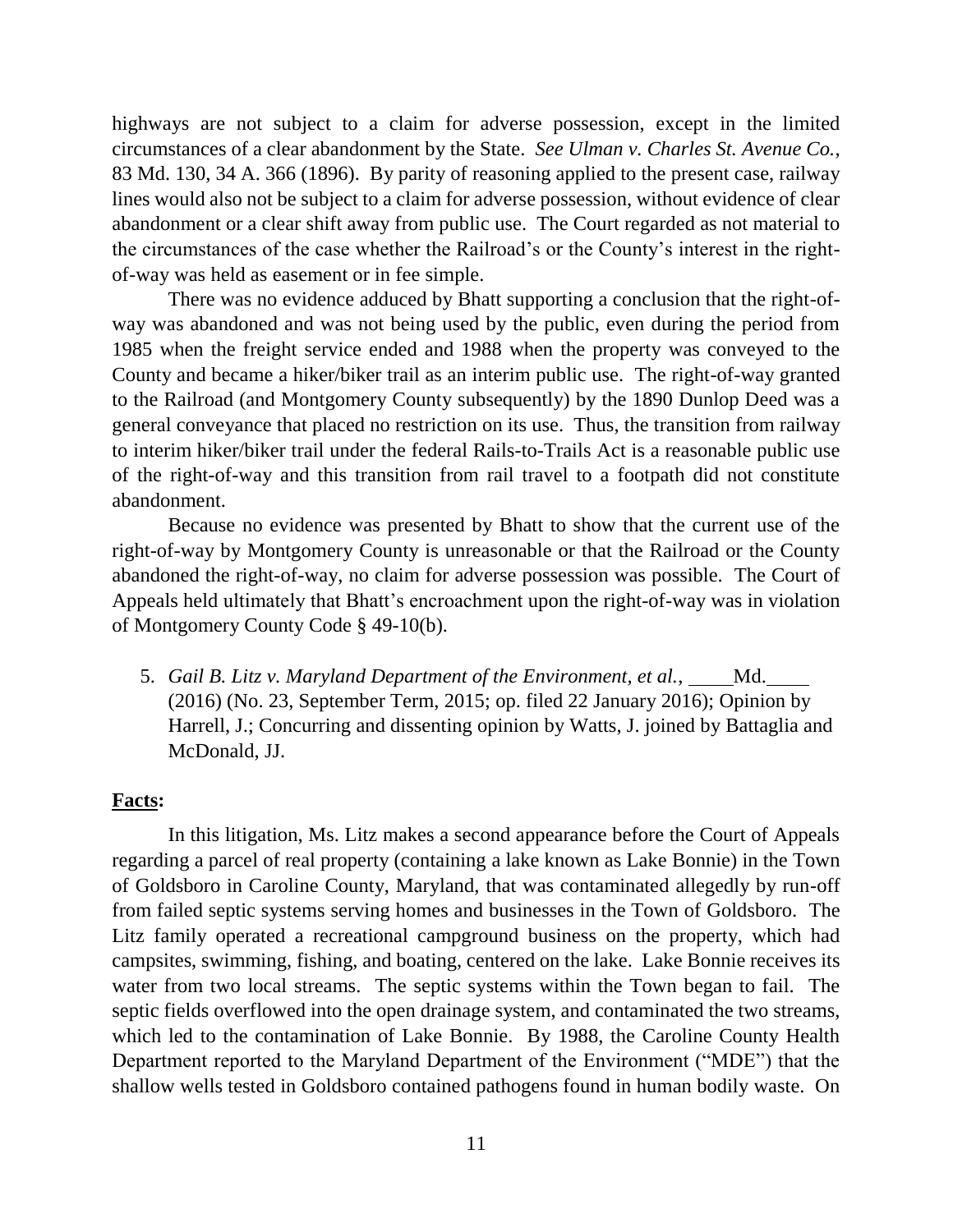highways are not subject to a claim for adverse possession, except in the limited circumstances of a clear abandonment by the State. *See Ulman v. Charles St. Avenue Co.*, 83 Md. 130, 34 A. 366 (1896). By parity of reasoning applied to the present case, railway lines would also not be subject to a claim for adverse possession, without evidence of clear abandonment or a clear shift away from public use. The Court regarded as not material to the circumstances of the case whether the Railroad's or the County's interest in the right-of-way was held as easement or in fee simple.

There was no evidence adduced by Bhatt supporting a conclusion that the right-of-way was abandoned and was not being used by the public, even during the period from 1985 when the freight service ended and 1988 when the property was conveyed to the County and became a hiker/biker trail as an interim public use. The right-of-way granted to the Railroad (and Montgomery County subsequently) by the 1890 Dunlop Deed was a general conveyance that placed no restriction on its use. Thus, the transition from railway to interim hiker/biker trail under the federal Rails-to-Trails Act is a reasonable public use of the right-of-way and this transition from rail travel to a footpath did not constitute abandonment.

Because no evidence was presented by Bhatt to show that the current use of the right-of-way by Montgomery County is unreasonable or that the Railroad or the County abandoned the right-of-way, no claim for adverse possession was possible. The Court of Appeals held ultimately that Bhatt's encroachment upon the right-of-way was in violation of Montgomery County Code § 49-10(b).

5. *Gail B. Litz v. Maryland Department of the Environment, et al.*, ____ Md. ____ (2016) (No. 23, September Term, 2015; op. filed 22 January 2016); Opinion by Harrell, J.; Concurring and dissenting opinion by Watts, J. joined by Battaglia and McDonald, JJ.

**Facts:**

In this litigation, Ms. Litz makes a second appearance before the Court of Appeals regarding a parcel of real property (containing a lake known as Lake Bonnie) in the Town of Goldsboro in Caroline County, Maryland, that was contaminated allegedly by run-off from failed septic systems serving homes and businesses in the Town of Goldsboro. The Litz family operated a recreational campground business on the property, which had campsites, swimming, fishing, and boating, centered on the lake. Lake Bonnie receives its water from two local streams. The septic systems within the Town began to fail. The septic fields overflowed into the open drainage system, and contaminated the two streams, which led to the contamination of Lake Bonnie. By 1988, the Caroline County Health Department reported to the Maryland Department of the Environment ("MDE") that the shallow wells tested in Goldsboro contained pathogens found in human bodily waste. On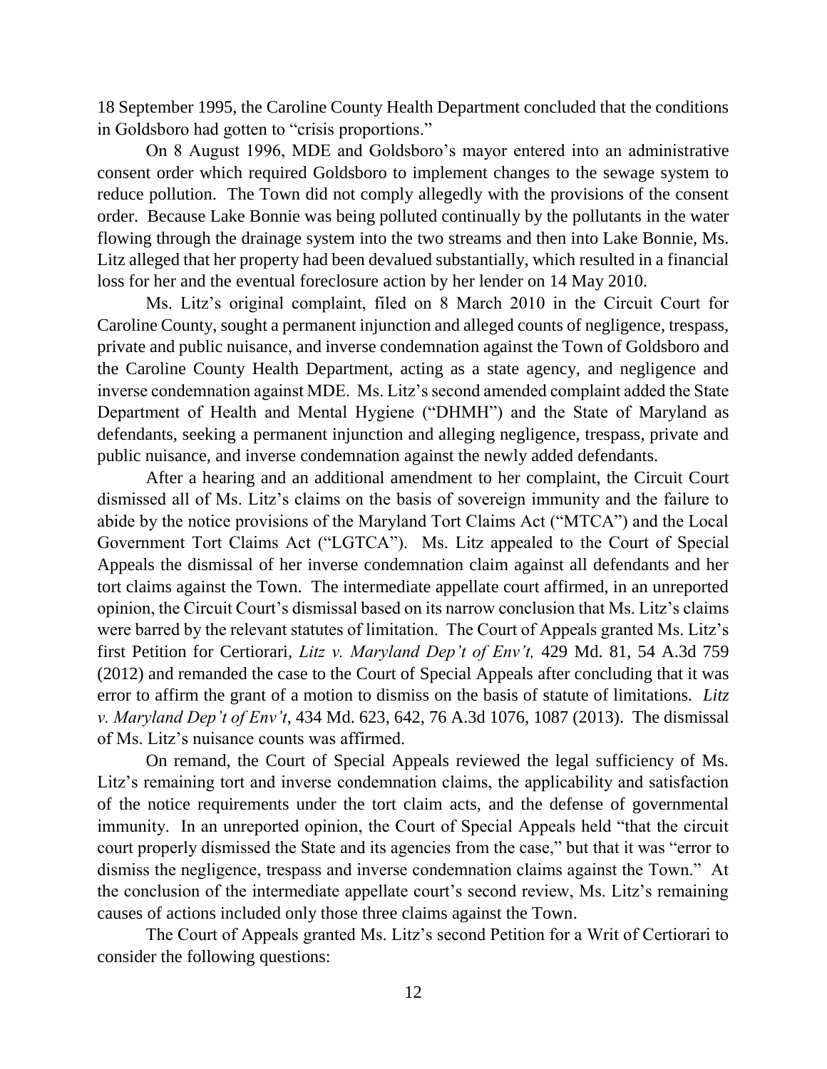18 September 1995, the Caroline County Health Department concluded that the conditions in Goldsboro had gotten to "crisis proportions."

On 8 August 1996, MDE and Goldsboro's mayor entered into an administrative consent order which required Goldsboro to implement changes to the sewage system to reduce pollution. The Town did not comply allegedly with the provisions of the consent order. Because Lake Bonnie was being polluted continually by the pollutants in the water flowing through the drainage system into the two streams and then into Lake Bonnie, Ms. Litz alleged that her property had been devalued substantially, which resulted in a financial loss for her and the eventual foreclosure action by her lender on 14 May 2010.

Ms. Litz's original complaint, filed on 8 March 2010 in the Circuit Court for Caroline County, sought a permanent injunction and alleged counts of negligence, trespass, private and public nuisance, and inverse condemnation against the Town of Goldsboro and the Caroline County Health Department, acting as a state agency, and negligence and inverse condemnation against MDE. Ms. Litz's second amended complaint added the State Department of Health and Mental Hygiene ("DHMH") and the State of Maryland as defendants, seeking a permanent injunction and alleging negligence, trespass, private and public nuisance, and inverse condemnation against the newly added defendants.

After a hearing and an additional amendment to her complaint, the Circuit Court dismissed all of Ms. Litz's claims on the basis of sovereign immunity and the failure to abide by the notice provisions of the Maryland Tort Claims Act ("MTCA") and the Local Government Tort Claims Act ("LGTCA"). Ms. Litz appealed to the Court of Special Appeals the dismissal of her inverse condemnation claim against all defendants and her tort claims against the Town. The intermediate appellate court affirmed, in an unreported opinion, the Circuit Court's dismissal based on its narrow conclusion that Ms. Litz's claims were barred by the relevant statutes of limitation. The Court of Appeals granted Ms. Litz's first Petition for Certiorari, *Litz v. Maryland Dep't of Env't,* 429 Md. 81, 54 A.3d 759 (2012) and remanded the case to the Court of Special Appeals after concluding that it was error to affirm the grant of a motion to dismiss on the basis of statute of limitations. *Litz v. Maryland Dep't of Env't*, 434 Md. 623, 642, 76 A.3d 1076, 1087 (2013). The dismissal of Ms. Litz's nuisance counts was affirmed.

On remand, the Court of Special Appeals reviewed the legal sufficiency of Ms. Litz's remaining tort and inverse condemnation claims, the applicability and satisfaction of the notice requirements under the tort claim acts, and the defense of governmental immunity. In an unreported opinion, the Court of Special Appeals held "that the circuit court properly dismissed the State and its agencies from the case," but that it was "error to dismiss the negligence, trespass and inverse condemnation claims against the Town." At the conclusion of the intermediate appellate court's second review, Ms. Litz's remaining causes of actions included only those three claims against the Town.

The Court of Appeals granted Ms. Litz's second Petition for a Writ of Certiorari to consider the following questions: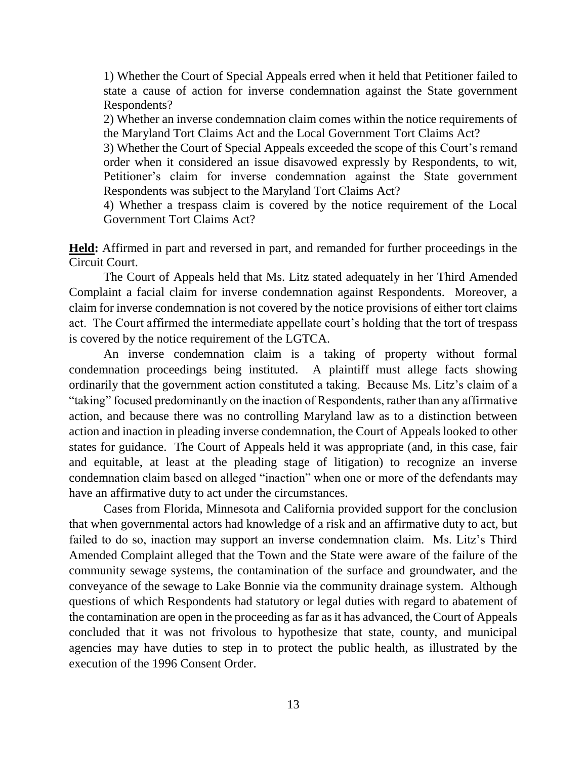1) Whether the Court of Special Appeals erred when it held that Petitioner failed to state a cause of action for inverse condemnation against the State government Respondents?

2) Whether an inverse condemnation claim comes within the notice requirements of the Maryland Tort Claims Act and the Local Government Tort Claims Act?

3) Whether the Court of Special Appeals exceeded the scope of this Court's remand order when it considered an issue disavowed expressly by Respondents, to wit, Petitioner's claim for inverse condemnation against the State government Respondents was subject to the Maryland Tort Claims Act?

4) Whether a trespass claim is covered by the notice requirement of the Local Government Tort Claims Act?

**Held:** Affirmed in part and reversed in part, and remanded for further proceedings in the Circuit Court.

The Court of Appeals held that Ms. Litz stated adequately in her Third Amended Complaint a facial claim for inverse condemnation against Respondents. Moreover, a claim for inverse condemnation is not covered by the notice provisions of either tort claims act. The Court affirmed the intermediate appellate court's holding that the tort of trespass is covered by the notice requirement of the LGTCA.

An inverse condemnation claim is a taking of property without formal condemnation proceedings being instituted. A plaintiff must allege facts showing ordinarily that the government action constituted a taking. Because Ms. Litz's claim of a "taking" focused predominantly on the inaction of Respondents, rather than any affirmative action, and because there was no controlling Maryland law as to a distinction between action and inaction in pleading inverse condemnation, the Court of Appeals looked to other states for guidance. The Court of Appeals held it was appropriate (and, in this case, fair and equitable, at least at the pleading stage of litigation) to recognize an inverse condemnation claim based on alleged "inaction" when one or more of the defendants may have an affirmative duty to act under the circumstances.

Cases from Florida, Minnesota and California provided support for the conclusion that when governmental actors had knowledge of a risk and an affirmative duty to act, but failed to do so, inaction may support an inverse condemnation claim. Ms. Litz's Third Amended Complaint alleged that the Town and the State were aware of the failure of the community sewage systems, the contamination of the surface and groundwater, and the conveyance of the sewage to Lake Bonnie via the community drainage system. Although questions of which Respondents had statutory or legal duties with regard to abatement of the contamination are open in the proceeding as far as it has advanced, the Court of Appeals concluded that it was not frivolous to hypothesize that state, county, and municipal agencies may have duties to step in to protect the public health, as illustrated by the execution of the 1996 Consent Order.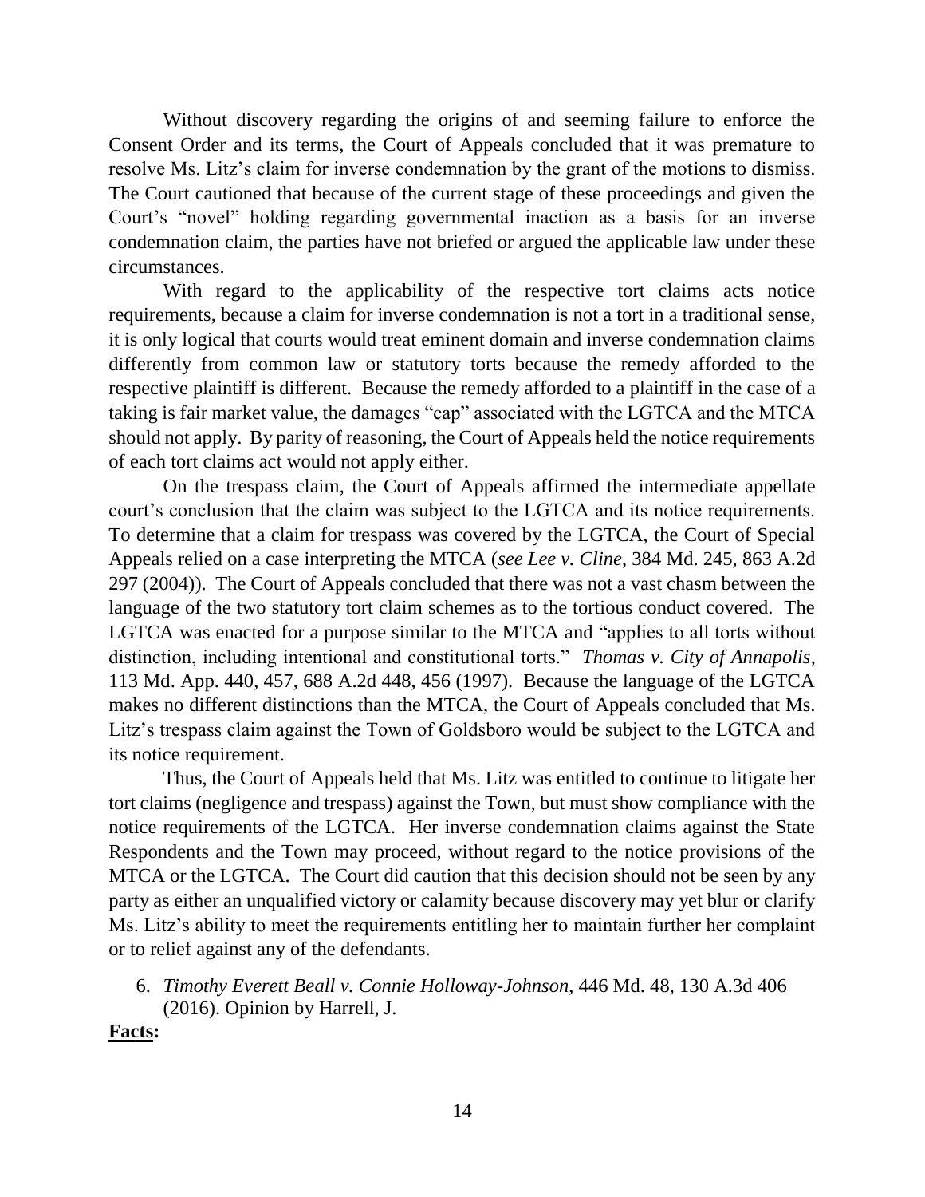Without discovery regarding the origins of and seeming failure to enforce the Consent Order and its terms, the Court of Appeals concluded that it was premature to resolve Ms. Litz's claim for inverse condemnation by the grant of the motions to dismiss. The Court cautioned that because of the current stage of these proceedings and given the Court's "novel" holding regarding governmental inaction as a basis for an inverse condemnation claim, the parties have not briefed or argued the applicable law under these circumstances.

With regard to the applicability of the respective tort claims acts notice requirements, because a claim for inverse condemnation is not a tort in a traditional sense, it is only logical that courts would treat eminent domain and inverse condemnation claims differently from common law or statutory torts because the remedy afforded to the respective plaintiff is different. Because the remedy afforded to a plaintiff in the case of a taking is fair market value, the damages "cap" associated with the LGTCA and the MTCA should not apply. By parity of reasoning, the Court of Appeals held the notice requirements of each tort claims act would not apply either.

On the trespass claim, the Court of Appeals affirmed the intermediate appellate court's conclusion that the claim was subject to the LGTCA and its notice requirements. To determine that a claim for trespass was covered by the LGTCA, the Court of Special Appeals relied on a case interpreting the MTCA (*see Lee v. Cline*, 384 Md. 245, 863 A.2d 297 (2004)). The Court of Appeals concluded that there was not a vast chasm between the language of the two statutory tort claim schemes as to the tortious conduct covered. The LGTCA was enacted for a purpose similar to the MTCA and "applies to all torts without distinction, including intentional and constitutional torts." *Thomas v. City of Annapolis*, 113 Md. App. 440, 457, 688 A.2d 448, 456 (1997). Because the language of the LGTCA makes no different distinctions than the MTCA, the Court of Appeals concluded that Ms. Litz's trespass claim against the Town of Goldsboro would be subject to the LGTCA and its notice requirement.

Thus, the Court of Appeals held that Ms. Litz was entitled to continue to litigate her tort claims (negligence and trespass) against the Town, but must show compliance with the notice requirements of the LGTCA. Her inverse condemnation claims against the State Respondents and the Town may proceed, without regard to the notice provisions of the MTCA or the LGTCA. The Court did caution that this decision should not be seen by any party as either an unqualified victory or calamity because discovery may yet blur or clarify Ms. Litz's ability to meet the requirements entitling her to maintain further her complaint or to relief against any of the defendants.

6. *Timothy Everett Beall v. Connie Holloway-Johnson*, 446 Md. 48, 130 A.3d 406 (2016). Opinion by Harrell, J.

**Facts:**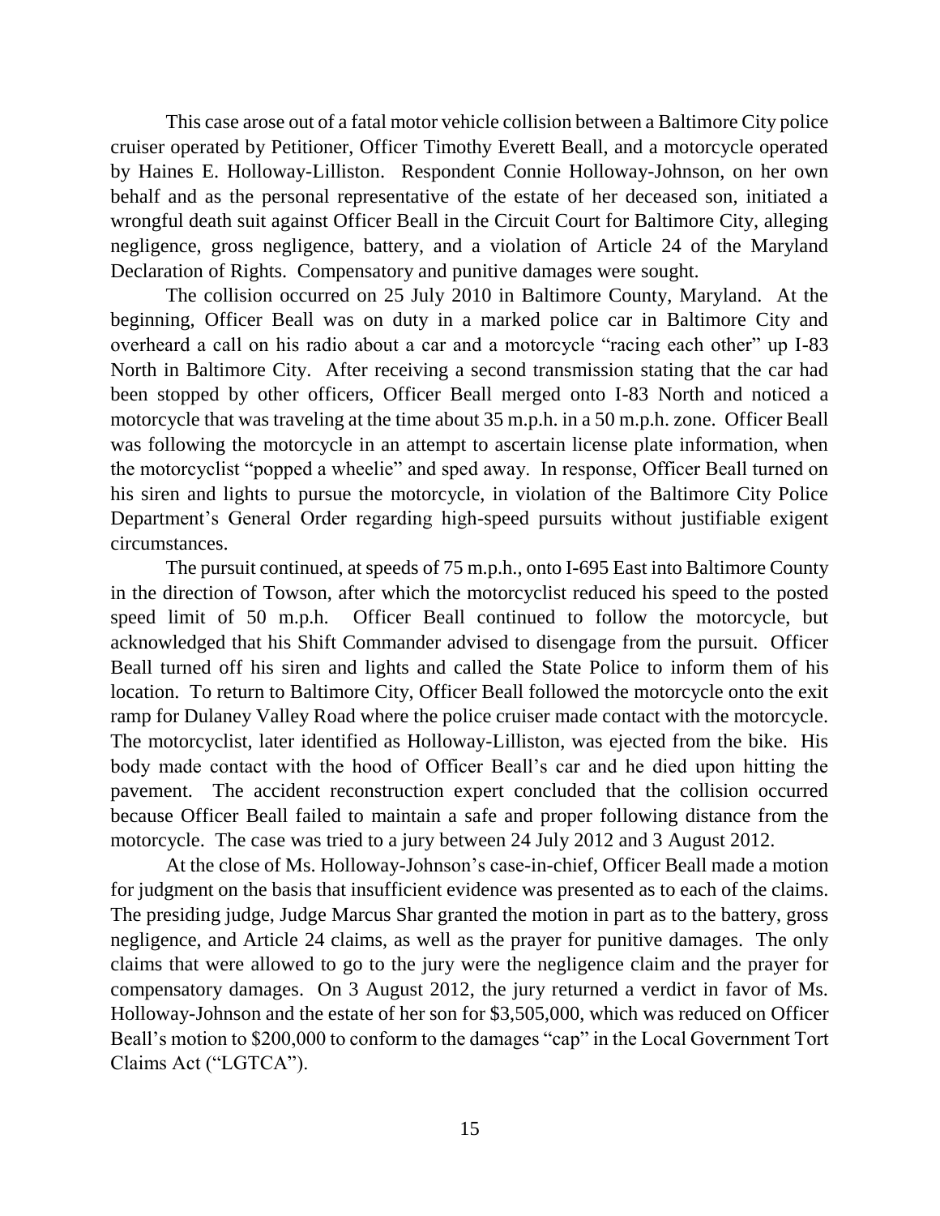This case arose out of a fatal motor vehicle collision between a Baltimore City police cruiser operated by Petitioner, Officer Timothy Everett Beall, and a motorcycle operated by Haines E. Holloway-Lilliston. Respondent Connie Holloway-Johnson, on her own behalf and as the personal representative of the estate of her deceased son, initiated a wrongful death suit against Officer Beall in the Circuit Court for Baltimore City, alleging negligence, gross negligence, battery, and a violation of Article 24 of the Maryland Declaration of Rights. Compensatory and punitive damages were sought.

The collision occurred on 25 July 2010 in Baltimore County, Maryland. At the beginning, Officer Beall was on duty in a marked police car in Baltimore City and overheard a call on his radio about a car and a motorcycle "racing each other" up I-83 North in Baltimore City. After receiving a second transmission stating that the car had been stopped by other officers, Officer Beall merged onto I-83 North and noticed a motorcycle that was traveling at the time about 35 m.p.h. in a 50 m.p.h. zone. Officer Beall was following the motorcycle in an attempt to ascertain license plate information, when the motorcyclist "popped a wheelie" and sped away. In response, Officer Beall turned on his siren and lights to pursue the motorcycle, in violation of the Baltimore City Police Department's General Order regarding high-speed pursuits without justifiable exigent circumstances.

The pursuit continued, at speeds of 75 m.p.h., onto I-695 East into Baltimore County in the direction of Towson, after which the motorcyclist reduced his speed to the posted speed limit of 50 m.p.h. Officer Beall continued to follow the motorcycle, but acknowledged that his Shift Commander advised to disengage from the pursuit. Officer Beall turned off his siren and lights and called the State Police to inform them of his location. To return to Baltimore City, Officer Beall followed the motorcycle onto the exit ramp for Dulaney Valley Road where the police cruiser made contact with the motorcycle. The motorcyclist, later identified as Holloway-Lilliston, was ejected from the bike. His body made contact with the hood of Officer Beall's car and he died upon hitting the pavement. The accident reconstruction expert concluded that the collision occurred because Officer Beall failed to maintain a safe and proper following distance from the motorcycle. The case was tried to a jury between 24 July 2012 and 3 August 2012.

At the close of Ms. Holloway-Johnson's case-in-chief, Officer Beall made a motion for judgment on the basis that insufficient evidence was presented as to each of the claims. The presiding judge, Judge Marcus Shar granted the motion in part as to the battery, gross negligence, and Article 24 claims, as well as the prayer for punitive damages. The only claims that were allowed to go to the jury were the negligence claim and the prayer for compensatory damages. On 3 August 2012, the jury returned a verdict in favor of Ms. Holloway-Johnson and the estate of her son for $3,505,000, which was reduced on Officer Beall's motion to $200,000 to conform to the damages "cap" in the Local Government Tort Claims Act ("LGTCA").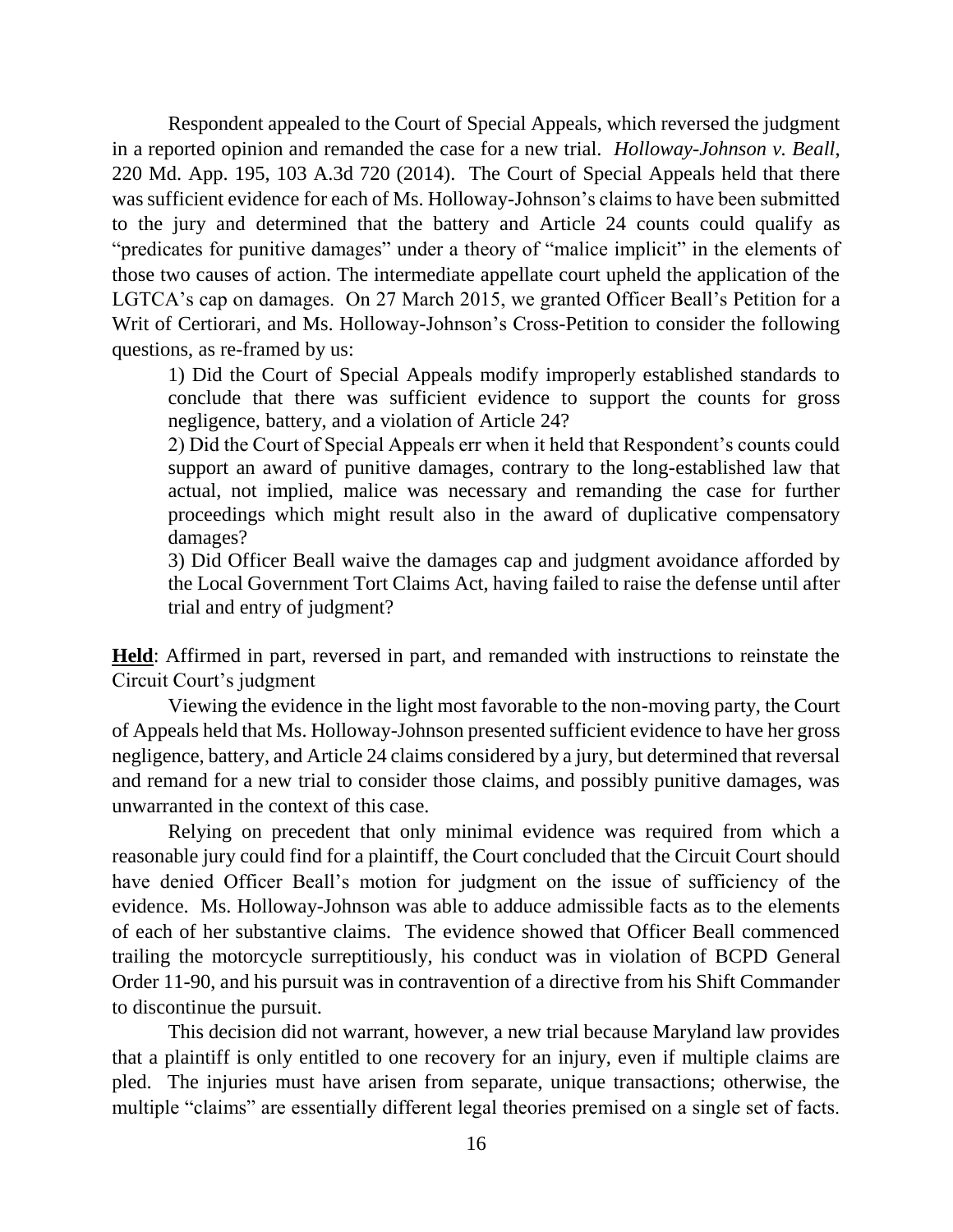Respondent appealed to the Court of Special Appeals, which reversed the judgment in a reported opinion and remanded the case for a new trial. *Holloway-Johnson v. Beall*, 220 Md. App. 195, 103 A.3d 720 (2014). The Court of Special Appeals held that there was sufficient evidence for each of Ms. Holloway-Johnson's claims to have been submitted to the jury and determined that the battery and Article 24 counts could qualify as "predicates for punitive damages" under a theory of "malice implicit" in the elements of those two causes of action. The intermediate appellate court upheld the application of the LGTCA's cap on damages. On 27 March 2015, we granted Officer Beall's Petition for a Writ of Certiorari, and Ms. Holloway-Johnson's Cross-Petition to consider the following questions, as re-framed by us:

> 1) Did the Court of Special Appeals modify improperly established standards to conclude that there was sufficient evidence to support the counts for gross negligence, battery, and a violation of Article 24?
>
> 2) Did the Court of Special Appeals err when it held that Respondent's counts could support an award of punitive damages, contrary to the long-established law that actual, not implied, malice was necessary and remanding the case for further proceedings which might result also in the award of duplicative compensatory damages?
>
> 3) Did Officer Beall waive the damages cap and judgment avoidance afforded by the Local Government Tort Claims Act, having failed to raise the defense until after trial and entry of judgment?

**Held**: Affirmed in part, reversed in part, and remanded with instructions to reinstate the Circuit Court's judgment

Viewing the evidence in the light most favorable to the non-moving party, the Court of Appeals held that Ms. Holloway-Johnson presented sufficient evidence to have her gross negligence, battery, and Article 24 claims considered by a jury, but determined that reversal and remand for a new trial to consider those claims, and possibly punitive damages, was unwarranted in the context of this case.

Relying on precedent that only minimal evidence was required from which a reasonable jury could find for a plaintiff, the Court concluded that the Circuit Court should have denied Officer Beall's motion for judgment on the issue of sufficiency of the evidence. Ms. Holloway-Johnson was able to adduce admissible facts as to the elements of each of her substantive claims. The evidence showed that Officer Beall commenced trailing the motorcycle surreptitiously, his conduct was in violation of BCPD General Order 11-90, and his pursuit was in contravention of a directive from his Shift Commander to discontinue the pursuit.

This decision did not warrant, however, a new trial because Maryland law provides that a plaintiff is only entitled to one recovery for an injury, even if multiple claims are pled. The injuries must have arisen from separate, unique transactions; otherwise, the multiple "claims" are essentially different legal theories premised on a single set of facts.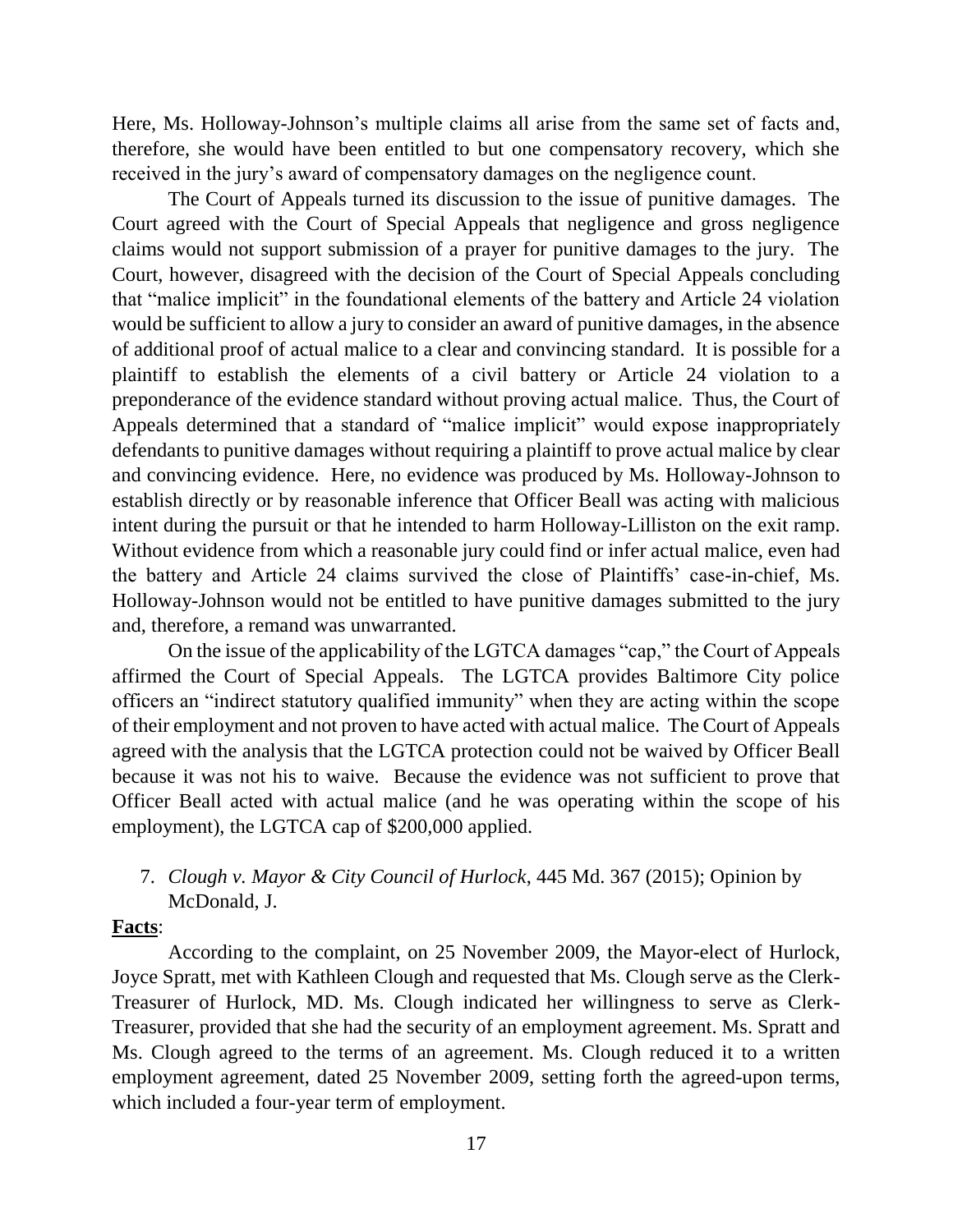Here, Ms. Holloway-Johnson's multiple claims all arise from the same set of facts and, therefore, she would have been entitled to but one compensatory recovery, which she received in the jury's award of compensatory damages on the negligence count.

The Court of Appeals turned its discussion to the issue of punitive damages. The Court agreed with the Court of Special Appeals that negligence and gross negligence claims would not support submission of a prayer for punitive damages to the jury. The Court, however, disagreed with the decision of the Court of Special Appeals concluding that "malice implicit" in the foundational elements of the battery and Article 24 violation would be sufficient to allow a jury to consider an award of punitive damages, in the absence of additional proof of actual malice to a clear and convincing standard. It is possible for a plaintiff to establish the elements of a civil battery or Article 24 violation to a preponderance of the evidence standard without proving actual malice. Thus, the Court of Appeals determined that a standard of "malice implicit" would expose inappropriately defendants to punitive damages without requiring a plaintiff to prove actual malice by clear and convincing evidence. Here, no evidence was produced by Ms. Holloway-Johnson to establish directly or by reasonable inference that Officer Beall was acting with malicious intent during the pursuit or that he intended to harm Holloway-Lilliston on the exit ramp. Without evidence from which a reasonable jury could find or infer actual malice, even had the battery and Article 24 claims survived the close of Plaintiffs' case-in-chief, Ms. Holloway-Johnson would not be entitled to have punitive damages submitted to the jury and, therefore, a remand was unwarranted.

On the issue of the applicability of the LGTCA damages "cap," the Court of Appeals affirmed the Court of Special Appeals. The LGTCA provides Baltimore City police officers an "indirect statutory qualified immunity" when they are acting within the scope of their employment and not proven to have acted with actual malice. The Court of Appeals agreed with the analysis that the LGTCA protection could not be waived by Officer Beall because it was not his to waive. Because the evidence was not sufficient to prove that Officer Beall acted with actual malice (and he was operating within the scope of his employment), the LGTCA cap of $200,000 applied.

7. *Clough v. Mayor & City Council of Hurlock*, 445 Md. 367 (2015); Opinion by McDonald, J.

**Facts**:

According to the complaint, on 25 November 2009, the Mayor-elect of Hurlock, Joyce Spratt, met with Kathleen Clough and requested that Ms. Clough serve as the Clerk-Treasurer of Hurlock, MD. Ms. Clough indicated her willingness to serve as Clerk-Treasurer, provided that she had the security of an employment agreement. Ms. Spratt and Ms. Clough agreed to the terms of an agreement. Ms. Clough reduced it to a written employment agreement, dated 25 November 2009, setting forth the agreed-upon terms, which included a four-year term of employment.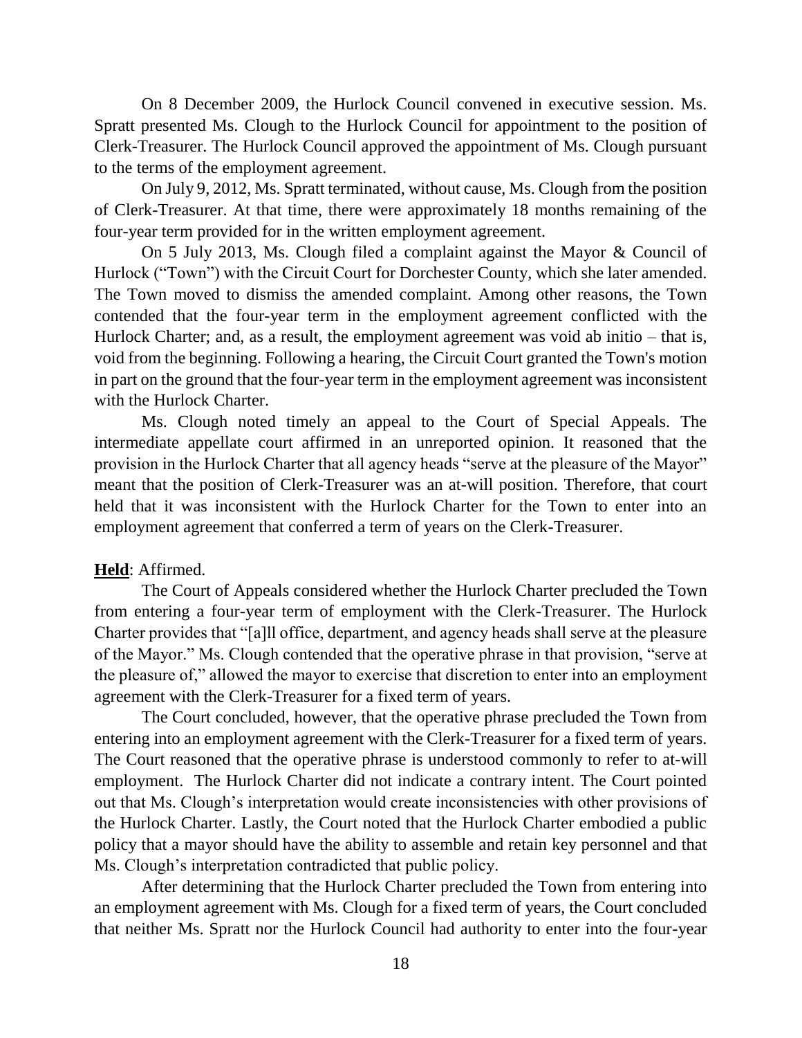On 8 December 2009, the Hurlock Council convened in executive session. Ms. Spratt presented Ms. Clough to the Hurlock Council for appointment to the position of Clerk-Treasurer. The Hurlock Council approved the appointment of Ms. Clough pursuant to the terms of the employment agreement.

On July 9, 2012, Ms. Spratt terminated, without cause, Ms. Clough from the position of Clerk-Treasurer. At that time, there were approximately 18 months remaining of the four-year term provided for in the written employment agreement.

On 5 July 2013, Ms. Clough filed a complaint against the Mayor & Council of Hurlock ("Town") with the Circuit Court for Dorchester County, which she later amended. The Town moved to dismiss the amended complaint. Among other reasons, the Town contended that the four-year term in the employment agreement conflicted with the Hurlock Charter; and, as a result, the employment agreement was void ab initio – that is, void from the beginning. Following a hearing, the Circuit Court granted the Town's motion in part on the ground that the four-year term in the employment agreement was inconsistent with the Hurlock Charter.

Ms. Clough noted timely an appeal to the Court of Special Appeals. The intermediate appellate court affirmed in an unreported opinion. It reasoned that the provision in the Hurlock Charter that all agency heads "serve at the pleasure of the Mayor" meant that the position of Clerk-Treasurer was an at-will position. Therefore, that court held that it was inconsistent with the Hurlock Charter for the Town to enter into an employment agreement that conferred a term of years on the Clerk-Treasurer.

**Held**: Affirmed.

The Court of Appeals considered whether the Hurlock Charter precluded the Town from entering a four-year term of employment with the Clerk-Treasurer. The Hurlock Charter provides that "[a]ll office, department, and agency heads shall serve at the pleasure of the Mayor." Ms. Clough contended that the operative phrase in that provision, "serve at the pleasure of," allowed the mayor to exercise that discretion to enter into an employment agreement with the Clerk-Treasurer for a fixed term of years.

The Court concluded, however, that the operative phrase precluded the Town from entering into an employment agreement with the Clerk-Treasurer for a fixed term of years. The Court reasoned that the operative phrase is understood commonly to refer to at-will employment. The Hurlock Charter did not indicate a contrary intent. The Court pointed out that Ms. Clough's interpretation would create inconsistencies with other provisions of the Hurlock Charter. Lastly, the Court noted that the Hurlock Charter embodied a public policy that a mayor should have the ability to assemble and retain key personnel and that Ms. Clough's interpretation contradicted that public policy.

After determining that the Hurlock Charter precluded the Town from entering into an employment agreement with Ms. Clough for a fixed term of years, the Court concluded that neither Ms. Spratt nor the Hurlock Council had authority to enter into the four-year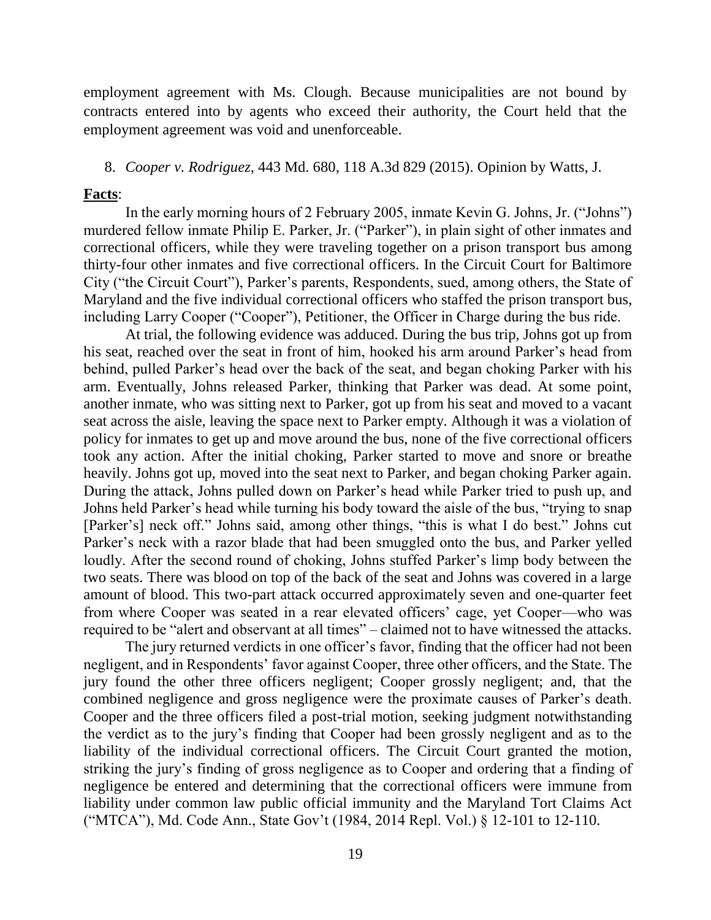employment agreement with Ms. Clough. Because municipalities are not bound by contracts entered into by agents who exceed their authority, the Court held that the employment agreement was void and unenforceable.

8. *Cooper v. Rodriguez*, 443 Md. 680, 118 A.3d 829 (2015). Opinion by Watts, J.

**Facts**:

In the early morning hours of 2 February 2005, inmate Kevin G. Johns, Jr. ("Johns") murdered fellow inmate Philip E. Parker, Jr. ("Parker"), in plain sight of other inmates and correctional officers, while they were traveling together on a prison transport bus among thirty-four other inmates and five correctional officers. In the Circuit Court for Baltimore City ("the Circuit Court"), Parker's parents, Respondents, sued, among others, the State of Maryland and the five individual correctional officers who staffed the prison transport bus, including Larry Cooper ("Cooper"), Petitioner, the Officer in Charge during the bus ride.

At trial, the following evidence was adduced. During the bus trip, Johns got up from his seat, reached over the seat in front of him, hooked his arm around Parker's head from behind, pulled Parker's head over the back of the seat, and began choking Parker with his arm. Eventually, Johns released Parker, thinking that Parker was dead. At some point, another inmate, who was sitting next to Parker, got up from his seat and moved to a vacant seat across the aisle, leaving the space next to Parker empty. Although it was a violation of policy for inmates to get up and move around the bus, none of the five correctional officers took any action. After the initial choking, Parker started to move and snore or breathe heavily. Johns got up, moved into the seat next to Parker, and began choking Parker again. During the attack, Johns pulled down on Parker's head while Parker tried to push up, and Johns held Parker's head while turning his body toward the aisle of the bus, "trying to snap [Parker's] neck off." Johns said, among other things, "this is what I do best." Johns cut Parker's neck with a razor blade that had been smuggled onto the bus, and Parker yelled loudly. After the second round of choking, Johns stuffed Parker's limp body between the two seats. There was blood on top of the back of the seat and Johns was covered in a large amount of blood. This two-part attack occurred approximately seven and one-quarter feet from where Cooper was seated in a rear elevated officers' cage, yet Cooper—who was required to be "alert and observant at all times" – claimed not to have witnessed the attacks.

The jury returned verdicts in one officer's favor, finding that the officer had not been negligent, and in Respondents' favor against Cooper, three other officers, and the State. The jury found the other three officers negligent; Cooper grossly negligent; and, that the combined negligence and gross negligence were the proximate causes of Parker's death. Cooper and the three officers filed a post-trial motion, seeking judgment notwithstanding the verdict as to the jury's finding that Cooper had been grossly negligent and as to the liability of the individual correctional officers. The Circuit Court granted the motion, striking the jury's finding of gross negligence as to Cooper and ordering that a finding of negligence be entered and determining that the correctional officers were immune from liability under common law public official immunity and the Maryland Tort Claims Act ("MTCA"), Md. Code Ann., State Gov't (1984, 2014 Repl. Vol.) § 12-101 to 12-110.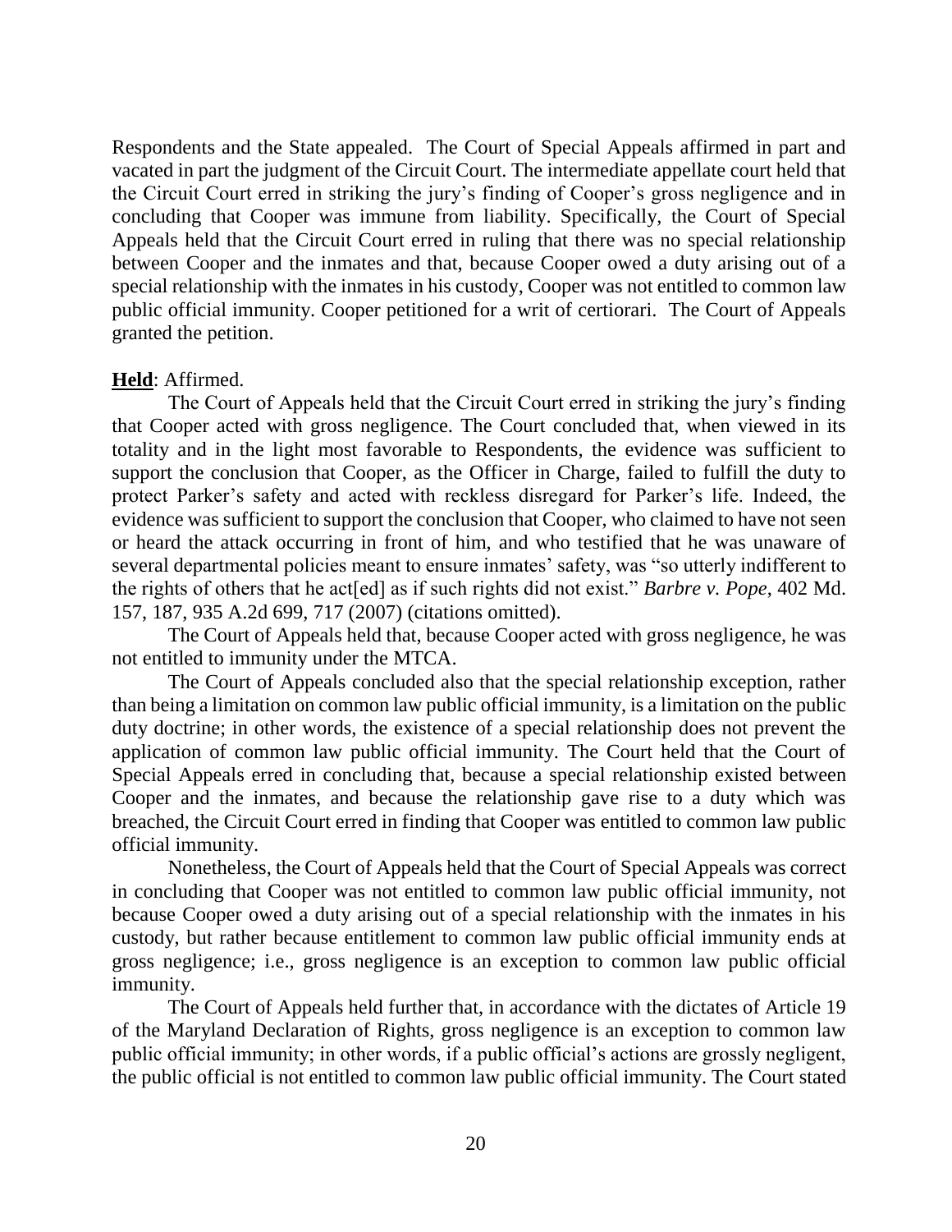Respondents and the State appealed. The Court of Special Appeals affirmed in part and vacated in part the judgment of the Circuit Court. The intermediate appellate court held that the Circuit Court erred in striking the jury's finding of Cooper's gross negligence and in concluding that Cooper was immune from liability. Specifically, the Court of Special Appeals held that the Circuit Court erred in ruling that there was no special relationship between Cooper and the inmates and that, because Cooper owed a duty arising out of a special relationship with the inmates in his custody, Cooper was not entitled to common law public official immunity. Cooper petitioned for a writ of certiorari. The Court of Appeals granted the petition.

**Held**: Affirmed.

The Court of Appeals held that the Circuit Court erred in striking the jury's finding that Cooper acted with gross negligence. The Court concluded that, when viewed in its totality and in the light most favorable to Respondents, the evidence was sufficient to support the conclusion that Cooper, as the Officer in Charge, failed to fulfill the duty to protect Parker's safety and acted with reckless disregard for Parker's life. Indeed, the evidence was sufficient to support the conclusion that Cooper, who claimed to have not seen or heard the attack occurring in front of him, and who testified that he was unaware of several departmental policies meant to ensure inmates' safety, was "so utterly indifferent to the rights of others that he act[ed] as if such rights did not exist." *Barbre v. Pope*, 402 Md. 157, 187, 935 A.2d 699, 717 (2007) (citations omitted).

The Court of Appeals held that, because Cooper acted with gross negligence, he was not entitled to immunity under the MTCA.

The Court of Appeals concluded also that the special relationship exception, rather than being a limitation on common law public official immunity, is a limitation on the public duty doctrine; in other words, the existence of a special relationship does not prevent the application of common law public official immunity. The Court held that the Court of Special Appeals erred in concluding that, because a special relationship existed between Cooper and the inmates, and because the relationship gave rise to a duty which was breached, the Circuit Court erred in finding that Cooper was entitled to common law public official immunity.

Nonetheless, the Court of Appeals held that the Court of Special Appeals was correct in concluding that Cooper was not entitled to common law public official immunity, not because Cooper owed a duty arising out of a special relationship with the inmates in his custody, but rather because entitlement to common law public official immunity ends at gross negligence; i.e., gross negligence is an exception to common law public official immunity.

The Court of Appeals held further that, in accordance with the dictates of Article 19 of the Maryland Declaration of Rights, gross negligence is an exception to common law public official immunity; in other words, if a public official's actions are grossly negligent, the public official is not entitled to common law public official immunity. The Court stated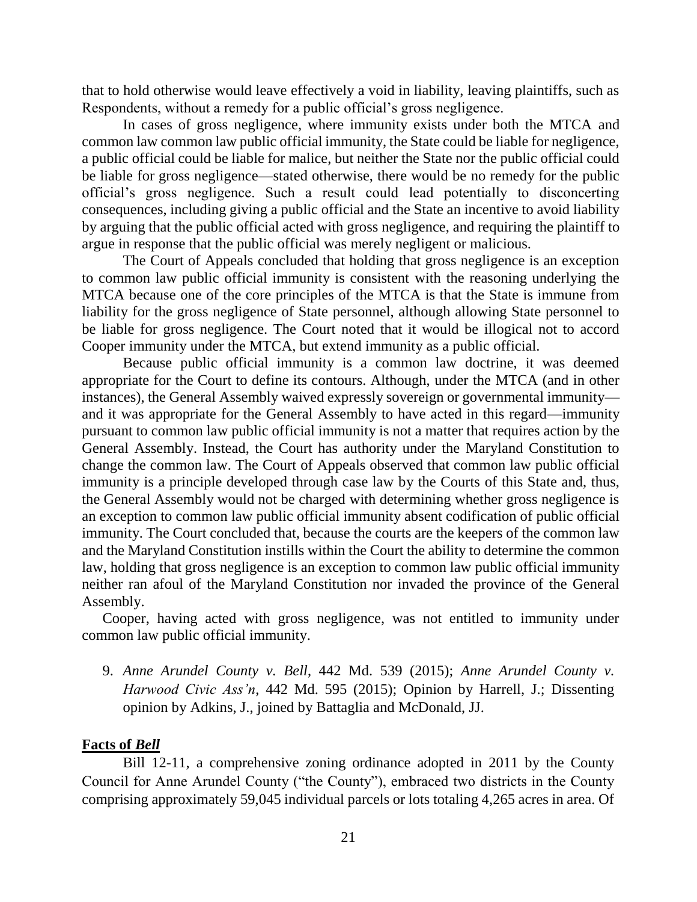that to hold otherwise would leave effectively a void in liability, leaving plaintiffs, such as Respondents, without a remedy for a public official's gross negligence.

In cases of gross negligence, where immunity exists under both the MTCA and common law common law public official immunity, the State could be liable for negligence, a public official could be liable for malice, but neither the State nor the public official could be liable for gross negligence—stated otherwise, there would be no remedy for the public official's gross negligence. Such a result could lead potentially to disconcerting consequences, including giving a public official and the State an incentive to avoid liability by arguing that the public official acted with gross negligence, and requiring the plaintiff to argue in response that the public official was merely negligent or malicious.

The Court of Appeals concluded that holding that gross negligence is an exception to common law public official immunity is consistent with the reasoning underlying the MTCA because one of the core principles of the MTCA is that the State is immune from liability for the gross negligence of State personnel, although allowing State personnel to be liable for gross negligence. The Court noted that it would be illogical not to accord Cooper immunity under the MTCA, but extend immunity as a public official.

Because public official immunity is a common law doctrine, it was deemed appropriate for the Court to define its contours. Although, under the MTCA (and in other instances), the General Assembly waived expressly sovereign or governmental immunity—and it was appropriate for the General Assembly to have acted in this regard—immunity pursuant to common law public official immunity is not a matter that requires action by the General Assembly. Instead, the Court has authority under the Maryland Constitution to change the common law. The Court of Appeals observed that common law public official immunity is a principle developed through case law by the Courts of this State and, thus, the General Assembly would not be charged with determining whether gross negligence is an exception to common law public official immunity absent codification of public official immunity. The Court concluded that, because the courts are the keepers of the common law and the Maryland Constitution instills within the Court the ability to determine the common law, holding that gross negligence is an exception to common law public official immunity neither ran afoul of the Maryland Constitution nor invaded the province of the General Assembly.

Cooper, having acted with gross negligence, was not entitled to immunity under common law public official immunity.

9. *Anne Arundel County v. Bell*, 442 Md. 539 (2015); *Anne Arundel County v. Harwood Civic Ass'n*, 442 Md. 595 (2015); Opinion by Harrell, J.; Dissenting opinion by Adkins, J., joined by Battaglia and McDonald, JJ.

**Facts of *Bell***

Bill 12-11, a comprehensive zoning ordinance adopted in 2011 by the County Council for Anne Arundel County ("the County"), embraced two districts in the County comprising approximately 59,045 individual parcels or lots totaling 4,265 acres in area. Of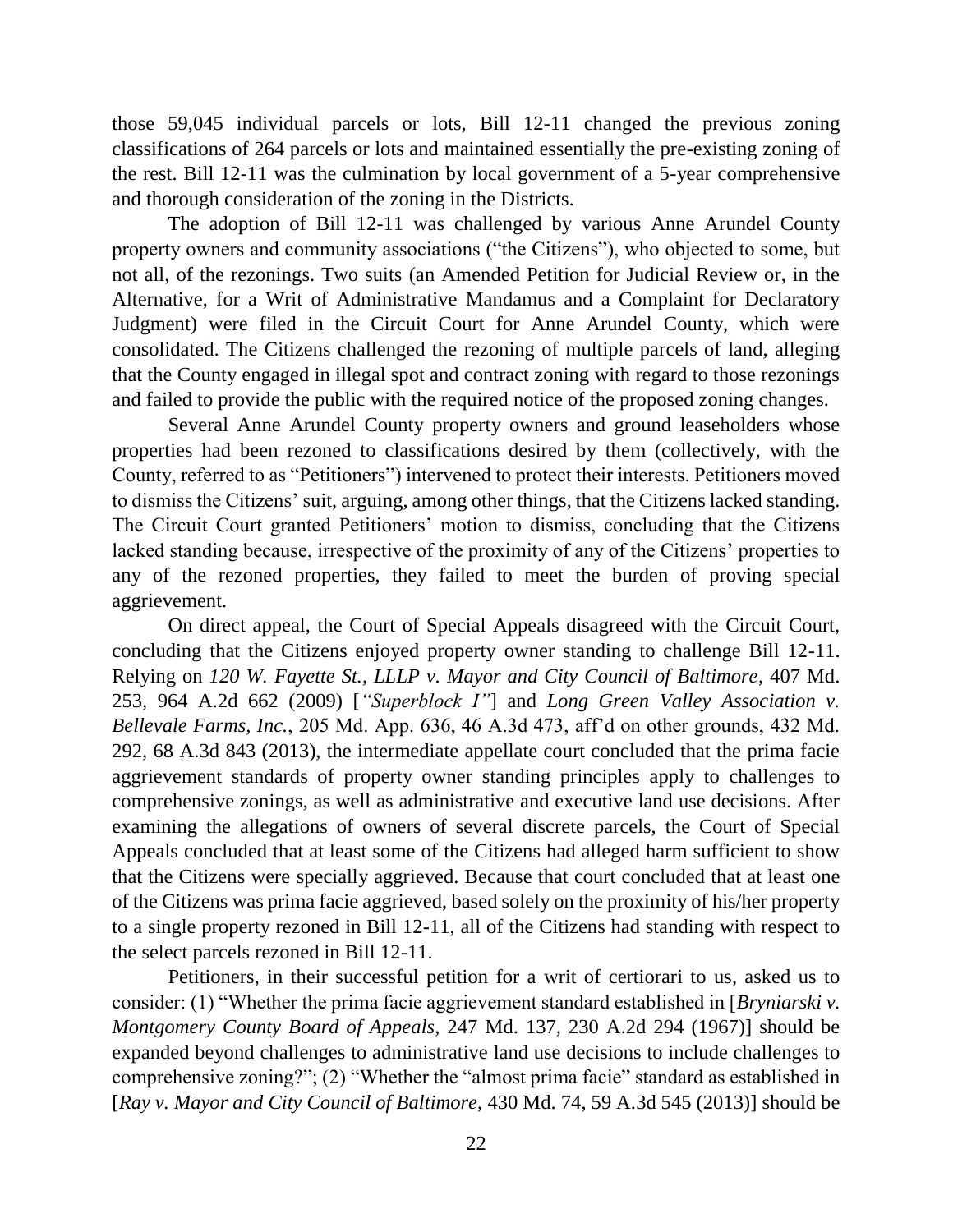those 59,045 individual parcels or lots, Bill 12-11 changed the previous zoning classifications of 264 parcels or lots and maintained essentially the pre-existing zoning of the rest. Bill 12-11 was the culmination by local government of a 5-year comprehensive and thorough consideration of the zoning in the Districts.

The adoption of Bill 12-11 was challenged by various Anne Arundel County property owners and community associations ("the Citizens"), who objected to some, but not all, of the rezonings. Two suits (an Amended Petition for Judicial Review or, in the Alternative, for a Writ of Administrative Mandamus and a Complaint for Declaratory Judgment) were filed in the Circuit Court for Anne Arundel County, which were consolidated. The Citizens challenged the rezoning of multiple parcels of land, alleging that the County engaged in illegal spot and contract zoning with regard to those rezonings and failed to provide the public with the required notice of the proposed zoning changes.

Several Anne Arundel County property owners and ground leaseholders whose properties had been rezoned to classifications desired by them (collectively, with the County, referred to as "Petitioners") intervened to protect their interests. Petitioners moved to dismiss the Citizens' suit, arguing, among other things, that the Citizens lacked standing. The Circuit Court granted Petitioners' motion to dismiss, concluding that the Citizens lacked standing because, irrespective of the proximity of any of the Citizens' properties to any of the rezoned properties, they failed to meet the burden of proving special aggrievement.

On direct appeal, the Court of Special Appeals disagreed with the Circuit Court, concluding that the Citizens enjoyed property owner standing to challenge Bill 12-11. Relying on *120 W. Fayette St., LLLP v. Mayor and City Council of Baltimore*, 407 Md. 253, 964 A.2d 662 (2009) [*"Superblock I"*] and *Long Green Valley Association v. Bellevale Farms, Inc.*, 205 Md. App. 636, 46 A.3d 473, aff'd on other grounds, 432 Md. 292, 68 A.3d 843 (2013), the intermediate appellate court concluded that the prima facie aggrievement standards of property owner standing principles apply to challenges to comprehensive zonings, as well as administrative and executive land use decisions. After examining the allegations of owners of several discrete parcels, the Court of Special Appeals concluded that at least some of the Citizens had alleged harm sufficient to show that the Citizens were specially aggrieved. Because that court concluded that at least one of the Citizens was prima facie aggrieved, based solely on the proximity of his/her property to a single property rezoned in Bill 12-11, all of the Citizens had standing with respect to the select parcels rezoned in Bill 12-11.

Petitioners, in their successful petition for a writ of certiorari to us, asked us to consider: (1) "Whether the prima facie aggrievement standard established in [*Bryniarski v. Montgomery County Board of Appeals*, 247 Md. 137, 230 A.2d 294 (1967)] should be expanded beyond challenges to administrative land use decisions to include challenges to comprehensive zoning?"; (2) "Whether the "almost prima facie" standard as established in [*Ray v. Mayor and City Council of Baltimore*, 430 Md. 74, 59 A.3d 545 (2013)] should be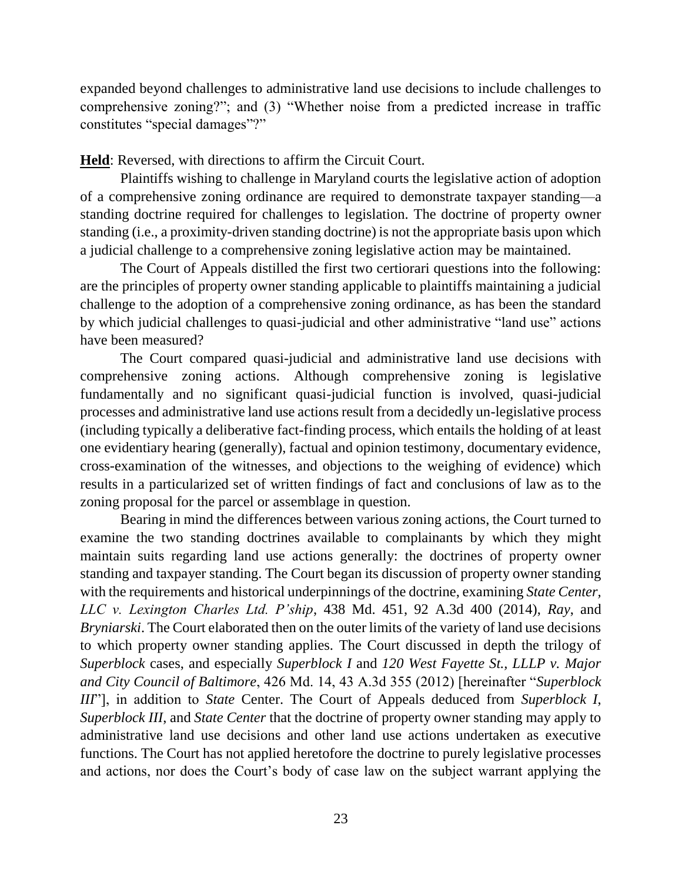expanded beyond challenges to administrative land use decisions to include challenges to comprehensive zoning?"; and (3) "Whether noise from a predicted increase in traffic constitutes "special damages"?"

**Held**: Reversed, with directions to affirm the Circuit Court.

Plaintiffs wishing to challenge in Maryland courts the legislative action of adoption of a comprehensive zoning ordinance are required to demonstrate taxpayer standing—a standing doctrine required for challenges to legislation. The doctrine of property owner standing (i.e., a proximity-driven standing doctrine) is not the appropriate basis upon which a judicial challenge to a comprehensive zoning legislative action may be maintained.

The Court of Appeals distilled the first two certiorari questions into the following: are the principles of property owner standing applicable to plaintiffs maintaining a judicial challenge to the adoption of a comprehensive zoning ordinance, as has been the standard by which judicial challenges to quasi-judicial and other administrative "land use" actions have been measured?

The Court compared quasi-judicial and administrative land use decisions with comprehensive zoning actions. Although comprehensive zoning is legislative fundamentally and no significant quasi-judicial function is involved, quasi-judicial processes and administrative land use actions result from a decidedly un-legislative process (including typically a deliberative fact-finding process, which entails the holding of at least one evidentiary hearing (generally), factual and opinion testimony, documentary evidence, cross-examination of the witnesses, and objections to the weighing of evidence) which results in a particularized set of written findings of fact and conclusions of law as to the zoning proposal for the parcel or assemblage in question.

Bearing in mind the differences between various zoning actions, the Court turned to examine the two standing doctrines available to complainants by which they might maintain suits regarding land use actions generally: the doctrines of property owner standing and taxpayer standing. The Court began its discussion of property owner standing with the requirements and historical underpinnings of the doctrine, examining *State Center, LLC v. Lexington Charles Ltd. P'ship*, 438 Md. 451, 92 A.3d 400 (2014), *Ray*, and *Bryniarski*. The Court elaborated then on the outer limits of the variety of land use decisions to which property owner standing applies. The Court discussed in depth the trilogy of *Superblock* cases, and especially *Superblock I* and *120 West Fayette St., LLLP v. Major and City Council of Baltimore*, 426 Md. 14, 43 A.3d 355 (2012) [hereinafter "*Superblock III*"], in addition to *State* Center. The Court of Appeals deduced from *Superblock I*, *Superblock III*, and *State Center* that the doctrine of property owner standing may apply to administrative land use decisions and other land use actions undertaken as executive functions. The Court has not applied heretofore the doctrine to purely legislative processes and actions, nor does the Court's body of case law on the subject warrant applying the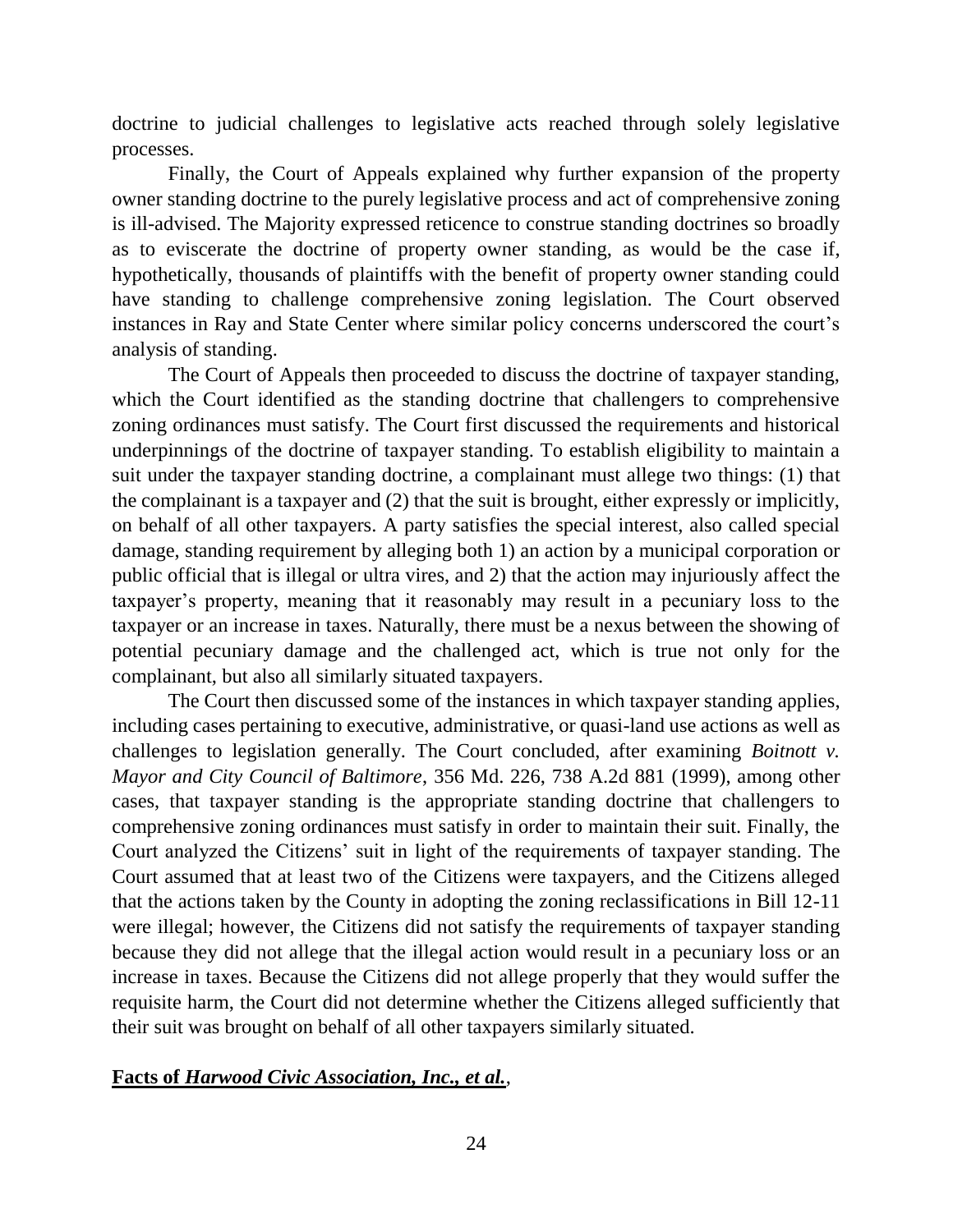doctrine to judicial challenges to legislative acts reached through solely legislative processes.

Finally, the Court of Appeals explained why further expansion of the property owner standing doctrine to the purely legislative process and act of comprehensive zoning is ill-advised. The Majority expressed reticence to construe standing doctrines so broadly as to eviscerate the doctrine of property owner standing, as would be the case if, hypothetically, thousands of plaintiffs with the benefit of property owner standing could have standing to challenge comprehensive zoning legislation. The Court observed instances in Ray and State Center where similar policy concerns underscored the court's analysis of standing.

The Court of Appeals then proceeded to discuss the doctrine of taxpayer standing, which the Court identified as the standing doctrine that challengers to comprehensive zoning ordinances must satisfy. The Court first discussed the requirements and historical underpinnings of the doctrine of taxpayer standing. To establish eligibility to maintain a suit under the taxpayer standing doctrine, a complainant must allege two things: (1) that the complainant is a taxpayer and (2) that the suit is brought, either expressly or implicitly, on behalf of all other taxpayers. A party satisfies the special interest, also called special damage, standing requirement by alleging both 1) an action by a municipal corporation or public official that is illegal or ultra vires, and 2) that the action may injuriously affect the taxpayer's property, meaning that it reasonably may result in a pecuniary loss to the taxpayer or an increase in taxes. Naturally, there must be a nexus between the showing of potential pecuniary damage and the challenged act, which is true not only for the complainant, but also all similarly situated taxpayers.

The Court then discussed some of the instances in which taxpayer standing applies, including cases pertaining to executive, administrative, or quasi-land use actions as well as challenges to legislation generally. The Court concluded, after examining *Boitnott v. Mayor and City Council of Baltimore*, 356 Md. 226, 738 A.2d 881 (1999), among other cases, that taxpayer standing is the appropriate standing doctrine that challengers to comprehensive zoning ordinances must satisfy in order to maintain their suit. Finally, the Court analyzed the Citizens' suit in light of the requirements of taxpayer standing. The Court assumed that at least two of the Citizens were taxpayers, and the Citizens alleged that the actions taken by the County in adopting the zoning reclassifications in Bill 12-11 were illegal; however, the Citizens did not satisfy the requirements of taxpayer standing because they did not allege that the illegal action would result in a pecuniary loss or an increase in taxes. Because the Citizens did not allege properly that they would suffer the requisite harm, the Court did not determine whether the Citizens alleged sufficiently that their suit was brought on behalf of all other taxpayers similarly situated.

**Facts of *Harwood Civic Association, Inc., et al.*,**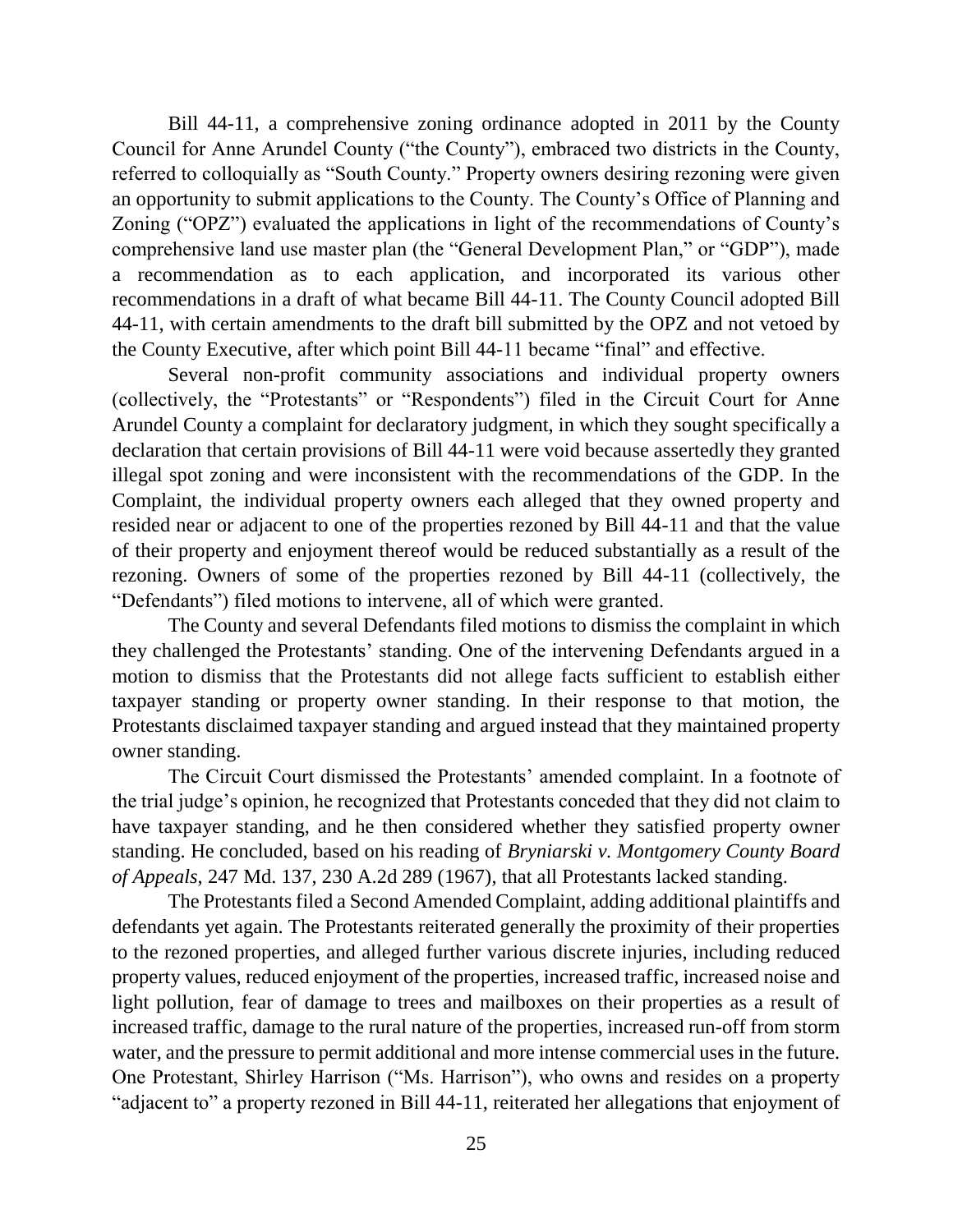Bill 44-11, a comprehensive zoning ordinance adopted in 2011 by the County Council for Anne Arundel County ("the County"), embraced two districts in the County, referred to colloquially as "South County." Property owners desiring rezoning were given an opportunity to submit applications to the County. The County's Office of Planning and Zoning ("OPZ") evaluated the applications in light of the recommendations of County's comprehensive land use master plan (the "General Development Plan," or "GDP"), made a recommendation as to each application, and incorporated its various other recommendations in a draft of what became Bill 44-11. The County Council adopted Bill 44-11, with certain amendments to the draft bill submitted by the OPZ and not vetoed by the County Executive, after which point Bill 44-11 became "final" and effective.

Several non-profit community associations and individual property owners (collectively, the "Protestants" or "Respondents") filed in the Circuit Court for Anne Arundel County a complaint for declaratory judgment, in which they sought specifically a declaration that certain provisions of Bill 44-11 were void because assertedly they granted illegal spot zoning and were inconsistent with the recommendations of the GDP. In the Complaint, the individual property owners each alleged that they owned property and resided near or adjacent to one of the properties rezoned by Bill 44-11 and that the value of their property and enjoyment thereof would be reduced substantially as a result of the rezoning. Owners of some of the properties rezoned by Bill 44-11 (collectively, the "Defendants") filed motions to intervene, all of which were granted.

The County and several Defendants filed motions to dismiss the complaint in which they challenged the Protestants' standing. One of the intervening Defendants argued in a motion to dismiss that the Protestants did not allege facts sufficient to establish either taxpayer standing or property owner standing. In their response to that motion, the Protestants disclaimed taxpayer standing and argued instead that they maintained property owner standing.

The Circuit Court dismissed the Protestants' amended complaint. In a footnote of the trial judge's opinion, he recognized that Protestants conceded that they did not claim to have taxpayer standing, and he then considered whether they satisfied property owner standing. He concluded, based on his reading of *Bryniarski v. Montgomery County Board of Appeals*, 247 Md. 137, 230 A.2d 289 (1967), that all Protestants lacked standing.

The Protestants filed a Second Amended Complaint, adding additional plaintiffs and defendants yet again. The Protestants reiterated generally the proximity of their properties to the rezoned properties, and alleged further various discrete injuries, including reduced property values, reduced enjoyment of the properties, increased traffic, increased noise and light pollution, fear of damage to trees and mailboxes on their properties as a result of increased traffic, damage to the rural nature of the properties, increased run-off from storm water, and the pressure to permit additional and more intense commercial uses in the future. One Protestant, Shirley Harrison ("Ms. Harrison"), who owns and resides on a property "adjacent to" a property rezoned in Bill 44-11, reiterated her allegations that enjoyment of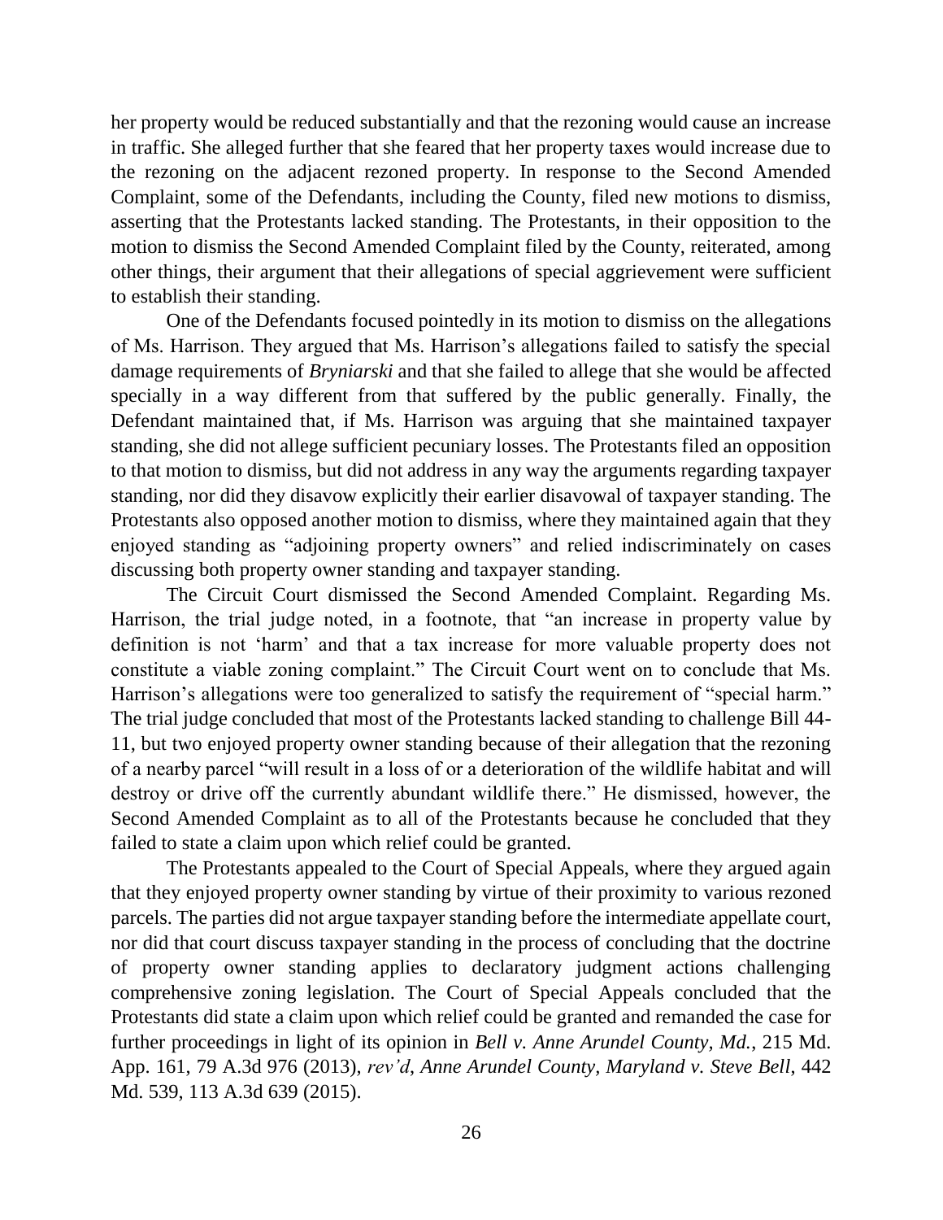her property would be reduced substantially and that the rezoning would cause an increase in traffic. She alleged further that she feared that her property taxes would increase due to the rezoning on the adjacent rezoned property. In response to the Second Amended Complaint, some of the Defendants, including the County, filed new motions to dismiss, asserting that the Protestants lacked standing. The Protestants, in their opposition to the motion to dismiss the Second Amended Complaint filed by the County, reiterated, among other things, their argument that their allegations of special aggrievement were sufficient to establish their standing.

One of the Defendants focused pointedly in its motion to dismiss on the allegations of Ms. Harrison. They argued that Ms. Harrison's allegations failed to satisfy the special damage requirements of *Bryniarski* and that she failed to allege that she would be affected specially in a way different from that suffered by the public generally. Finally, the Defendant maintained that, if Ms. Harrison was arguing that she maintained taxpayer standing, she did not allege sufficient pecuniary losses. The Protestants filed an opposition to that motion to dismiss, but did not address in any way the arguments regarding taxpayer standing, nor did they disavow explicitly their earlier disavowal of taxpayer standing. The Protestants also opposed another motion to dismiss, where they maintained again that they enjoyed standing as "adjoining property owners" and relied indiscriminately on cases discussing both property owner standing and taxpayer standing.

The Circuit Court dismissed the Second Amended Complaint. Regarding Ms. Harrison, the trial judge noted, in a footnote, that "an increase in property value by definition is not 'harm' and that a tax increase for more valuable property does not constitute a viable zoning complaint." The Circuit Court went on to conclude that Ms. Harrison's allegations were too generalized to satisfy the requirement of "special harm." The trial judge concluded that most of the Protestants lacked standing to challenge Bill 44-11, but two enjoyed property owner standing because of their allegation that the rezoning of a nearby parcel "will result in a loss of or a deterioration of the wildlife habitat and will destroy or drive off the currently abundant wildlife there." He dismissed, however, the Second Amended Complaint as to all of the Protestants because he concluded that they failed to state a claim upon which relief could be granted.

The Protestants appealed to the Court of Special Appeals, where they argued again that they enjoyed property owner standing by virtue of their proximity to various rezoned parcels. The parties did not argue taxpayer standing before the intermediate appellate court, nor did that court discuss taxpayer standing in the process of concluding that the doctrine of property owner standing applies to declaratory judgment actions challenging comprehensive zoning legislation. The Court of Special Appeals concluded that the Protestants did state a claim upon which relief could be granted and remanded the case for further proceedings in light of its opinion in *Bell v. Anne Arundel County, Md.*, 215 Md. App. 161, 79 A.3d 976 (2013), *rev'd*, *Anne Arundel County, Maryland v. Steve Bell*, 442 Md. 539, 113 A.3d 639 (2015).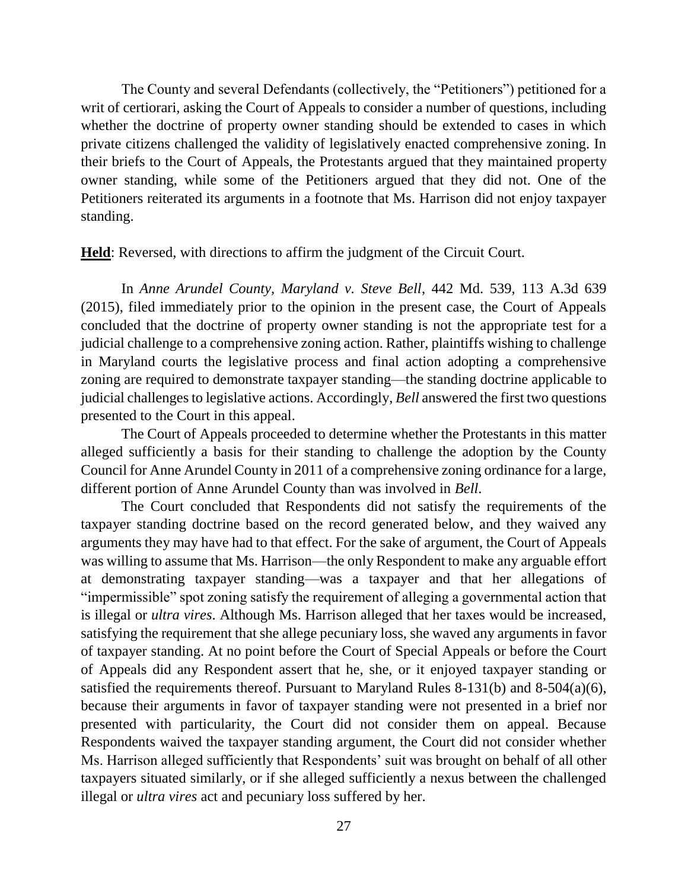The County and several Defendants (collectively, the "Petitioners") petitioned for a writ of certiorari, asking the Court of Appeals to consider a number of questions, including whether the doctrine of property owner standing should be extended to cases in which private citizens challenged the validity of legislatively enacted comprehensive zoning. In their briefs to the Court of Appeals, the Protestants argued that they maintained property owner standing, while some of the Petitioners argued that they did not. One of the Petitioners reiterated its arguments in a footnote that Ms. Harrison did not enjoy taxpayer standing.

**Held**: Reversed, with directions to affirm the judgment of the Circuit Court.

In *Anne Arundel County, Maryland v. Steve Bell*, 442 Md. 539, 113 A.3d 639 (2015), filed immediately prior to the opinion in the present case, the Court of Appeals concluded that the doctrine of property owner standing is not the appropriate test for a judicial challenge to a comprehensive zoning action. Rather, plaintiffs wishing to challenge in Maryland courts the legislative process and final action adopting a comprehensive zoning are required to demonstrate taxpayer standing—the standing doctrine applicable to judicial challenges to legislative actions. Accordingly, *Bell* answered the first two questions presented to the Court in this appeal.

The Court of Appeals proceeded to determine whether the Protestants in this matter alleged sufficiently a basis for their standing to challenge the adoption by the County Council for Anne Arundel County in 2011 of a comprehensive zoning ordinance for a large, different portion of Anne Arundel County than was involved in *Bell*.

The Court concluded that Respondents did not satisfy the requirements of the taxpayer standing doctrine based on the record generated below, and they waived any arguments they may have had to that effect. For the sake of argument, the Court of Appeals was willing to assume that Ms. Harrison—the only Respondent to make any arguable effort at demonstrating taxpayer standing—was a taxpayer and that her allegations of "impermissible" spot zoning satisfy the requirement of alleging a governmental action that is illegal or *ultra vires*. Although Ms. Harrison alleged that her taxes would be increased, satisfying the requirement that she allege pecuniary loss, she waved any arguments in favor of taxpayer standing. At no point before the Court of Special Appeals or before the Court of Appeals did any Respondent assert that he, she, or it enjoyed taxpayer standing or satisfied the requirements thereof. Pursuant to Maryland Rules 8-131(b) and 8-504(a)(6), because their arguments in favor of taxpayer standing were not presented in a brief nor presented with particularity, the Court did not consider them on appeal. Because Respondents waived the taxpayer standing argument, the Court did not consider whether Ms. Harrison alleged sufficiently that Respondents' suit was brought on behalf of all other taxpayers situated similarly, or if she alleged sufficiently a nexus between the challenged illegal or *ultra vires* act and pecuniary loss suffered by her.